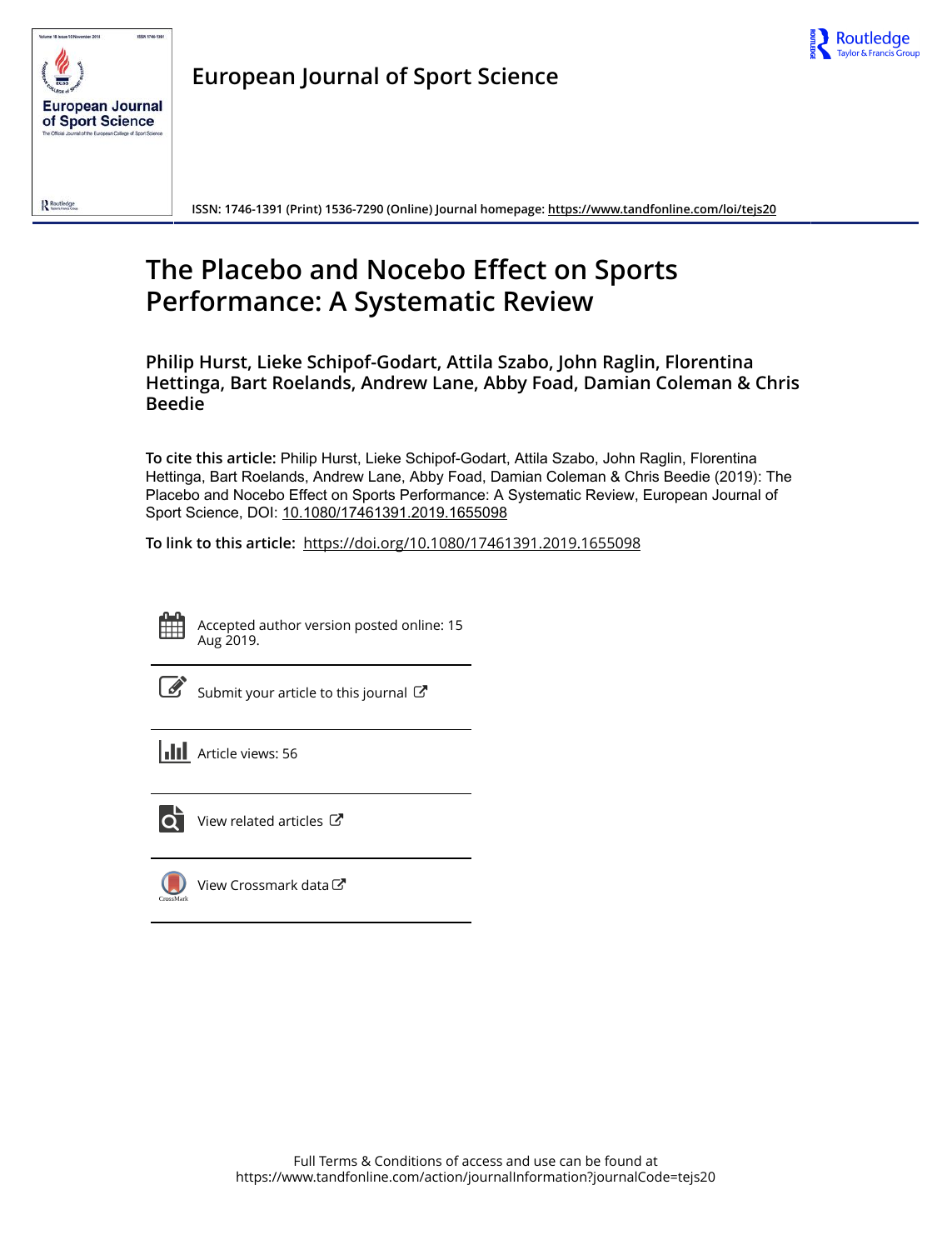European Journal of Sport Science

ISSN: 1746-1391 (Print) 1536-7290 (Online) Journal homepage: https://www.tandfonline.com/loi/tejs20

# The Placebo and Nocebo Effect on Sports Performance: A Systematic Review

**Philip Hurst, Lieke Schipof-Godart, Attila Szabo, John Raglin, Florentina Hettinga, Bart Roelands, Andrew Lane, Abby Foad, Damian Coleman & Chris Beedie**

**To cite this article:** Philip Hurst, Lieke Schipof-Godart, Attila Szabo, John Raglin, Florentina Hettinga, Bart Roelands, Andrew Lane, Abby Foad, Damian Coleman & Chris Beedie (2019): The Placebo and Nocebo Effect on Sports Performance: A Systematic Review, European Journal of Sport Science, DOI: 10.1080/17461391.2019.1655098

**To link to this article:** https://doi.org/10.1080/17461391.2019.1655098

Accepted author version posted online: 15 Aug 2019.

Submit your article to this journal

Article views: 56

View related articles

View Crossmark data

Full Terms & Conditions of access and use can be found at https://www.tandfonline.com/action/journalInformation?journalCode=tejs20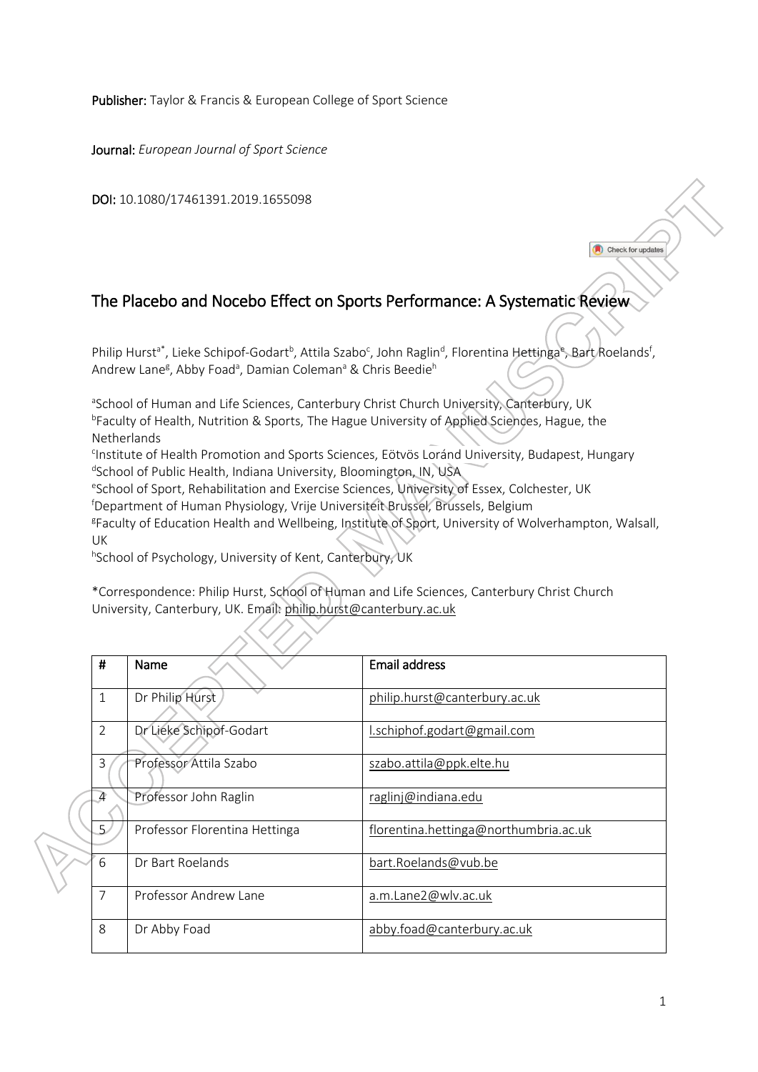**Publisher:** Taylor & Francis & European College of Sport Science

**Journal:** *European Journal of Sport Science*

**DOI:** 10.1080/17461391.2019.1655098

# The Placebo and Nocebo Effect on Sports Performance: A Systematic Review

Philip Hurst[a*], Lieke Schipof-Godart[b], Attila Szabo[c], John Raglin[d], Florentina Hettinga[e], Bart Roelands[f], Andrew Lane[g], Abby Foad[a], Damian Coleman[a] & Chris Beedie[h]

[a]School of Human and Life Sciences, Canterbury Christ Church University, Canterbury, UK
[b]Faculty of Health, Nutrition & Sports, The Hague University of Applied Sciences, Hague, the Netherlands
[c]Institute of Health Promotion and Sports Sciences, Eötvös Loránd University, Budapest, Hungary
[d]School of Public Health, Indiana University, Bloomington, IN, USA
[e]School of Sport, Rehabilitation and Exercise Sciences, University of Essex, Colchester, UK
[f]Department of Human Physiology, Vrije Universiteit Brussel, Brussels, Belgium
[g]Faculty of Education Health and Wellbeing, Institute of Sport, University of Wolverhampton, Walsall, UK
[h]School of Psychology, University of Kent, Canterbury, UK

*Correspondence: Philip Hurst, School of Human and Life Sciences, Canterbury Christ Church University, Canterbury, UK. Email: philip.hurst@canterbury.ac.uk

| # | Name | Email address |
|---|---|---|
| 1 | Dr Philip Hurst | philip.hurst@canterbury.ac.uk |
| 2 | Dr Lieke Schipof-Godart | l.schiphof.godart@gmail.com |
| 3 | Professor Attila Szabo | szabo.attila@ppk.elte.hu |
| 4 | Professor John Raglin | raglinj@indiana.edu |
| 5 | Professor Florentina Hettinga | florentina.hettinga@northumbria.ac.uk |
| 6 | Dr Bart Roelands | bart.Roelands@vub.be |
| 7 | Professor Andrew Lane | a.m.Lane2@wlv.ac.uk |
| 8 | Dr Abby Foad | abby.foad@canterbury.ac.uk |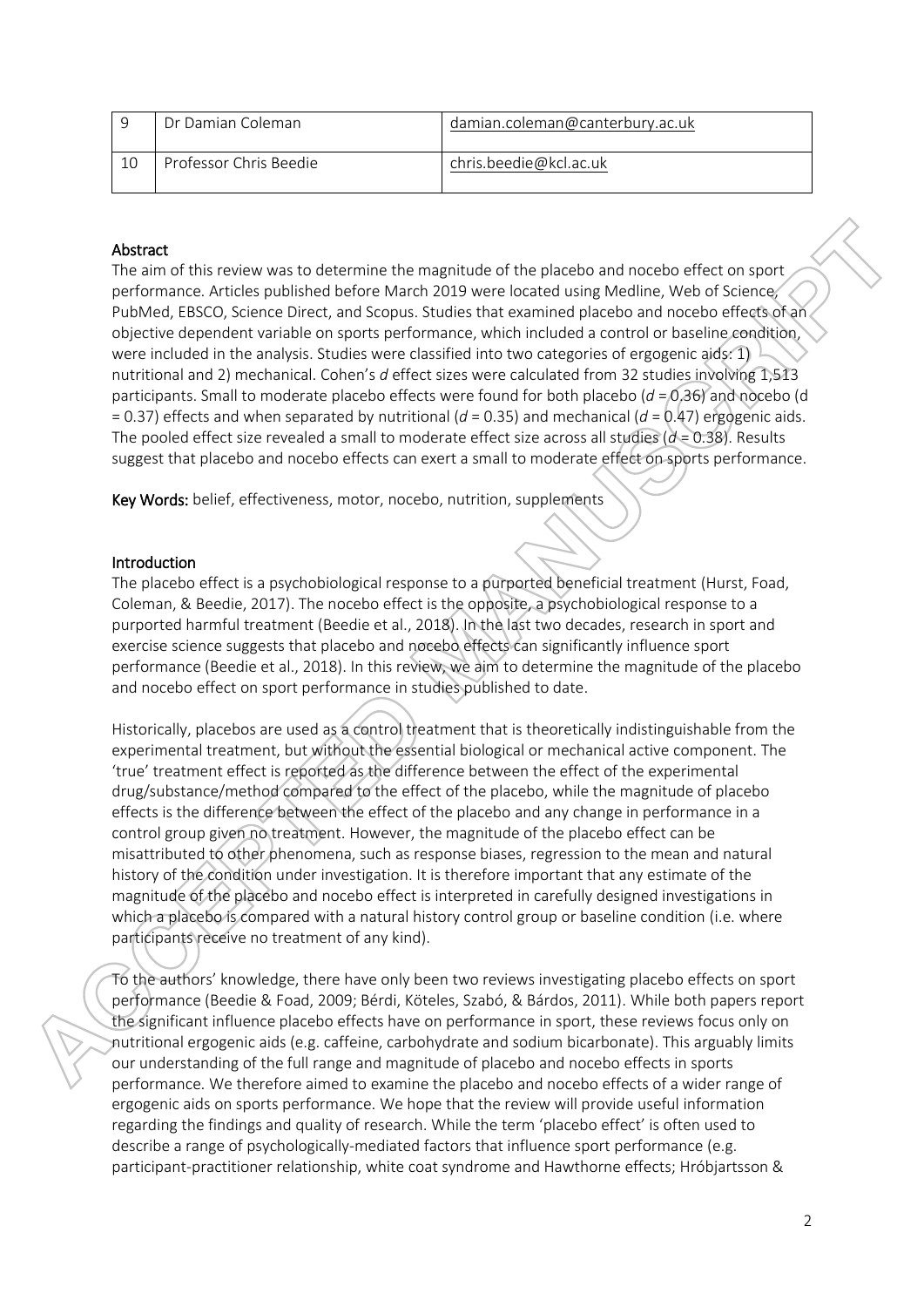| 9 | Dr Damian Coleman | damian.coleman@canterbury.ac.uk |
|---|---|---|
| 10 | Professor Chris Beedie | chris.beedie@kcl.ac.uk |

## Abstract

The aim of this review was to determine the magnitude of the placebo and nocebo effect on sport performance. Articles published before March 2019 were located using Medline, Web of Science, PubMed, EBSCO, Science Direct, and Scopus. Studies that examined placebo and nocebo effects of an objective dependent variable on sports performance, which included a control or baseline condition, were included in the analysis. Studies were classified into two categories of ergogenic aids: 1) nutritional and 2) mechanical. Cohen's *d* effect sizes were calculated from 32 studies involving 1,513 participants. Small to moderate placebo effects were found for both placebo ($d = 0.36$) and nocebo ($d = 0.37$) effects and when separated by nutritional ($d = 0.35$) and mechanical ($d = 0.47$) ergogenic aids. The pooled effect size revealed a small to moderate effect size across all studies ($d = 0.38$). Results suggest that placebo and nocebo effects can exert a small to moderate effect on sports performance.

**Key Words:** belief, effectiveness, motor, nocebo, nutrition, supplements

## Introduction

The placebo effect is a psychobiological response to a purported beneficial treatment (Hurst, Foad, Coleman, & Beedie, 2017). The nocebo effect is the opposite, a psychobiological response to a purported harmful treatment (Beedie et al., 2018). In the last two decades, research in sport and exercise science suggests that placebo and nocebo effects can significantly influence sport performance (Beedie et al., 2018). In this review, we aim to determine the magnitude of the placebo and nocebo effect on sport performance in studies published to date.

Historically, placebos are used as a control treatment that is theoretically indistinguishable from the experimental treatment, but without the essential biological or mechanical active component. The 'true' treatment effect is reported as the difference between the effect of the experimental drug/substance/method compared to the effect of the placebo, while the magnitude of placebo effects is the difference between the effect of the placebo and any change in performance in a control group given no treatment. However, the magnitude of the placebo effect can be misattributed to other phenomena, such as response biases, regression to the mean and natural history of the condition under investigation. It is therefore important that any estimate of the magnitude of the placebo and nocebo effect is interpreted in carefully designed investigations in which a placebo is compared with a natural history control group or baseline condition (i.e. where participants receive no treatment of any kind).

To the authors' knowledge, there have only been two reviews investigating placebo effects on sport performance (Beedie & Foad, 2009; Bérdi, Köteles, Szabó, & Bárdos, 2011). While both papers report the significant influence placebo effects have on performance in sport, these reviews focus only on nutritional ergogenic aids (e.g. caffeine, carbohydrate and sodium bicarbonate). This arguably limits our understanding of the full range and magnitude of placebo and nocebo effects in sports performance. We therefore aimed to examine the placebo and nocebo effects of a wider range of ergogenic aids on sports performance. We hope that the review will provide useful information regarding the findings and quality of research. While the term 'placebo effect' is often used to describe a range of psychologically-mediated factors that influence sport performance (e.g. participant-practitioner relationship, white coat syndrome and Hawthorne effects; Hróbjartsson &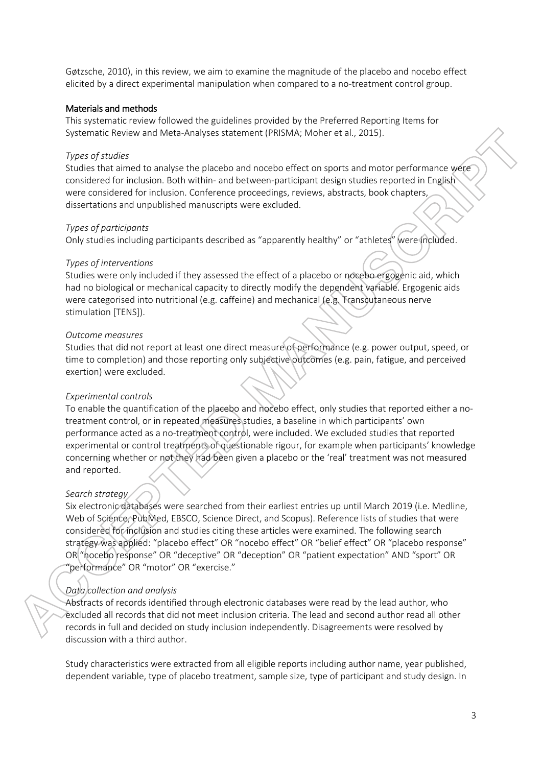Gøtzsche, 2010), in this review, we aim to examine the magnitude of the placebo and nocebo effect elicited by a direct experimental manipulation when compared to a no-treatment control group.

## Materials and methods

This systematic review followed the guidelines provided by the Preferred Reporting Items for Systematic Review and Meta-Analyses statement (PRISMA; Moher et al., 2015).

### *Types of studies*

Studies that aimed to analyse the placebo and nocebo effect on sports and motor performance were considered for inclusion. Both within- and between-participant design studies reported in English were considered for inclusion. Conference proceedings, reviews, abstracts, book chapters, dissertations and unpublished manuscripts were excluded.

### *Types of participants*

Only studies including participants described as "apparently healthy" or "athletes" were included.

### *Types of interventions*

Studies were only included if they assessed the effect of a placebo or nocebo ergogenic aid, which had no biological or mechanical capacity to directly modify the dependent variable. Ergogenic aids were categorised into nutritional (e.g. caffeine) and mechanical (e.g. Transcutaneous nerve stimulation [TENS]).

### *Outcome measures*

Studies that did not report at least one direct measure of performance (e.g. power output, speed, or time to completion) and those reporting only subjective outcomes (e.g. pain, fatigue, and perceived exertion) were excluded.

### *Experimental controls*

To enable the quantification of the placebo and nocebo effect, only studies that reported either a no-treatment control, or in repeated measures studies, a baseline in which participants' own performance acted as a no-treatment control, were included. We excluded studies that reported experimental or control treatments of questionable rigour, for example when participants' knowledge concerning whether or not they had been given a placebo or the 'real' treatment was not measured and reported.

### *Search strategy*

Six electronic databases were searched from their earliest entries up until March 2019 (i.e. Medline, Web of Science, PubMed, EBSCO, Science Direct, and Scopus). Reference lists of studies that were considered for inclusion and studies citing these articles were examined. The following search strategy was applied: "placebo effect" OR "nocebo effect" OR "belief effect" OR "placebo response" OR "nocebo response" OR "deceptive" OR "deception" OR "patient expectation" AND "sport" OR "performance" OR "motor" OR "exercise."

### *Data collection and analysis*

Abstracts of records identified through electronic databases were read by the lead author, who excluded all records that did not meet inclusion criteria. The lead and second author read all other records in full and decided on study inclusion independently. Disagreements were resolved by discussion with a third author.

Study characteristics were extracted from all eligible reports including author name, year published, dependent variable, type of placebo treatment, sample size, type of participant and study design. In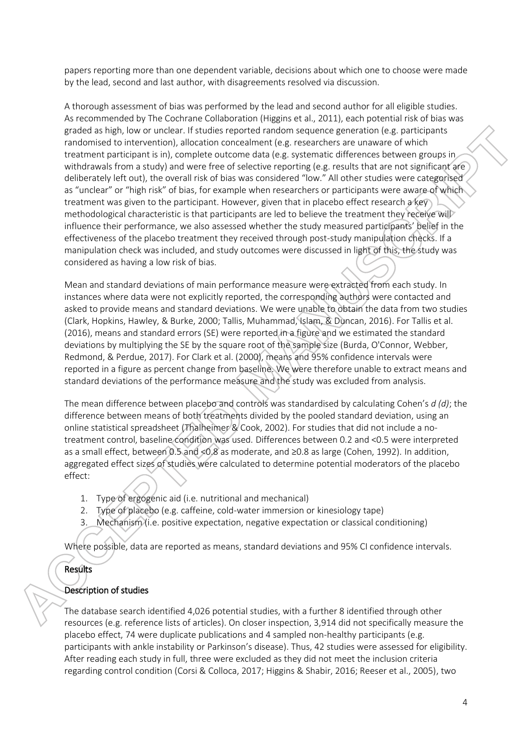papers reporting more than one dependent variable, decisions about which one to choose were made by the lead, second and last author, with disagreements resolved via discussion.

A thorough assessment of bias was performed by the lead and second author for all eligible studies. As recommended by The Cochrane Collaboration (Higgins et al., 2011), each potential risk of bias was graded as high, low or unclear. If studies reported random sequence generation (e.g. participants randomised to intervention), allocation concealment (e.g. researchers are unaware of which treatment participant is in), complete outcome data (e.g. systematic differences between groups in withdrawals from a study) and were free of selective reporting (e.g. results that are not significant are deliberately left out), the overall risk of bias was considered "low." All other studies were categorised as "unclear" or "high risk" of bias, for example when researchers or participants were aware of which treatment was given to the participant. However, given that in placebo effect research a key methodological characteristic is that participants are led to believe the treatment they receive will influence their performance, we also assessed whether the study measured participants' belief in the effectiveness of the placebo treatment they received through post-study manipulation checks. If a manipulation check was included, and study outcomes were discussed in light of this, the study was considered as having a low risk of bias.

Mean and standard deviations of main performance measure were extracted from each study. In instances where data were not explicitly reported, the corresponding authors were contacted and asked to provide means and standard deviations. We were unable to obtain the data from two studies (Clark, Hopkins, Hawley, & Burke, 2000; Tallis, Muhammad, Islam, & Duncan, 2016). For Tallis et al. (2016), means and standard errors (SE) were reported in a figure and we estimated the standard deviations by multiplying the SE by the square root of the sample size (Burda, O'Connor, Webber, Redmond, & Perdue, 2017). For Clark et al. (2000), means and 95% confidence intervals were reported in a figure as percent change from baseline. We were therefore unable to extract means and standard deviations of the performance measure and the study was excluded from analysis.

The mean difference between placebo and controls was standardised by calculating Cohen's *d (d)*; the difference between means of both treatments divided by the pooled standard deviation, using an online statistical spreadsheet (Thalheimer & Cook, 2002). For studies that did not include a no-treatment control, baseline condition was used. Differences between 0.2 and <0.5 were interpreted as a small effect, between 0.5 and <0.8 as moderate, and ≥0.8 as large (Cohen, 1992). In addition, aggregated effect sizes of studies were calculated to determine potential moderators of the placebo effect:

1. Type of ergogenic aid (i.e. nutritional and mechanical)
2. Type of placebo (e.g. caffeine, cold-water immersion or kinesiology tape)
3. Mechanism (i.e. positive expectation, negative expectation or classical conditioning)

Where possible, data are reported as means, standard deviations and 95% CI confidence intervals.

## Results

### Description of studies

The database search identified 4,026 potential studies, with a further 8 identified through other resources (e.g. reference lists of articles). On closer inspection, 3,914 did not specifically measure the placebo effect, 74 were duplicate publications and 4 sampled non-healthy participants (e.g. participants with ankle instability or Parkinson's disease). Thus, 42 studies were assessed for eligibility. After reading each study in full, three were excluded as they did not meet the inclusion criteria regarding control condition (Corsi & Colloca, 2017; Higgins & Shabir, 2016; Reeser et al., 2005), two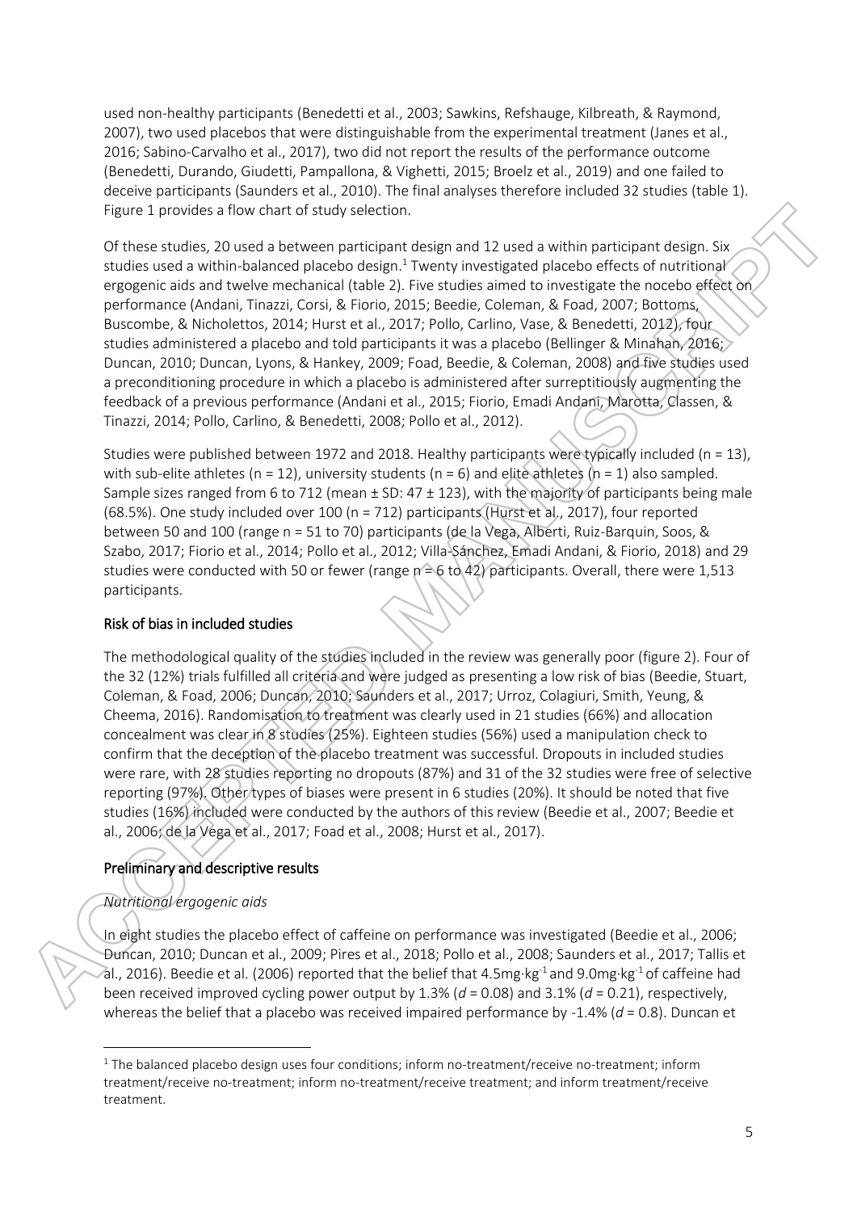used non-healthy participants (Benedetti et al., 2003; Sawkins, Refshauge, Kilbreath, & Raymond, 2007), two used placebos that were distinguishable from the experimental treatment (Janes et al., 2016; Sabino-Carvalho et al., 2017), two did not report the results of the performance outcome (Benedetti, Durando, Giudetti, Pampallona, & Vighetti, 2015; Broelz et al., 2019) and one failed to deceive participants (Saunders et al., 2010). The final analyses therefore included 32 studies (table 1). Figure 1 provides a flow chart of study selection.

Of these studies, 20 used a between participant design and 12 used a within participant design. Six studies used a within-balanced placebo design.[1] Twenty investigated placebo effects of nutritional ergogenic aids and twelve mechanical (table 2). Five studies aimed to investigate the nocebo effect on performance (Andani, Tinazzi, Corsi, & Fiorio, 2015; Beedie, Coleman, & Foad, 2007; Bottoms, Buscombe, & Nicholettos, 2014; Hurst et al., 2017; Pollo, Carlino, Vase, & Benedetti, 2012), four studies administered a placebo and told participants it was a placebo (Bellinger & Minahan, 2016; Duncan, 2010; Duncan, Lyons, & Hankey, 2009; Foad, Beedie, & Coleman, 2008) and five studies used a preconditioning procedure in which a placebo is administered after surreptitiously augmenting the feedback of a previous performance (Andani et al., 2015; Fiorio, Emadi Andani, Marotta, Classen, & Tinazzi, 2014; Pollo, Carlino, & Benedetti, 2008; Pollo et al., 2012).

Studies were published between 1972 and 2018. Healthy participants were typically included (n = 13), with sub-elite athletes (n = 12), university students (n = 6) and elite athletes (n = 1) also sampled. Sample sizes ranged from 6 to 712 (mean ± SD: 47 ± 123), with the majority of participants being male (68.5%). One study included over 100 (n = 712) participants (Hurst et al., 2017), four reported between 50 and 100 (range n = 51 to 70) participants (de la Vega, Alberti, Ruiz-Barquin, Soos, & Szabo, 2017; Fiorio et al., 2014; Pollo et al., 2012; Villa-Sánchez, Emadi Andani, & Fiorio, 2018) and 29 studies were conducted with 50 or fewer (range n = 6 to 42) participants. Overall, there were 1,513 participants.

## Risk of bias in included studies

The methodological quality of the studies included in the review was generally poor (figure 2). Four of the 32 (12%) trials fulfilled all criteria and were judged as presenting a low risk of bias (Beedie, Stuart, Coleman, & Foad, 2006; Duncan, 2010; Saunders et al., 2017; Urroz, Colagiuri, Smith, Yeung, & Cheema, 2016). Randomisation to treatment was clearly used in 21 studies (66%) and allocation concealment was clear in 8 studies (25%). Eighteen studies (56%) used a manipulation check to confirm that the deception of the placebo treatment was successful. Dropouts in included studies were rare, with 28 studies reporting no dropouts (87%) and 31 of the 32 studies were free of selective reporting (97%). Other types of biases were present in 6 studies (20%). It should be noted that five studies (16%) included were conducted by the authors of this review (Beedie et al., 2007; Beedie et al., 2006; de la Vega et al., 2017; Foad et al., 2008; Hurst et al., 2017).

## Preliminary and descriptive results

### *Nutritional ergogenic aids*

In eight studies the placebo effect of caffeine on performance was investigated (Beedie et al., 2006; Duncan, 2010; Duncan et al., 2009; Pires et al., 2018; Pollo et al., 2008; Saunders et al., 2017; Tallis et al., 2016). Beedie et al. (2006) reported that the belief that $4.5\text{mg}\cdot\text{kg}^{-1}$ and $9.0\text{mg}\cdot\text{kg}^{-1}$ of caffeine had been received improved cycling power output by 1.3% (*d* = 0.08) and 3.1% (*d* = 0.21), respectively, whereas the belief that a placebo was received impaired performance by -1.4% (*d* = 0.8). Duncan et

[1] The balanced placebo design uses four conditions; inform no-treatment/receive no-treatment; inform treatment/receive no-treatment; inform no-treatment/receive treatment; and inform treatment/receive treatment.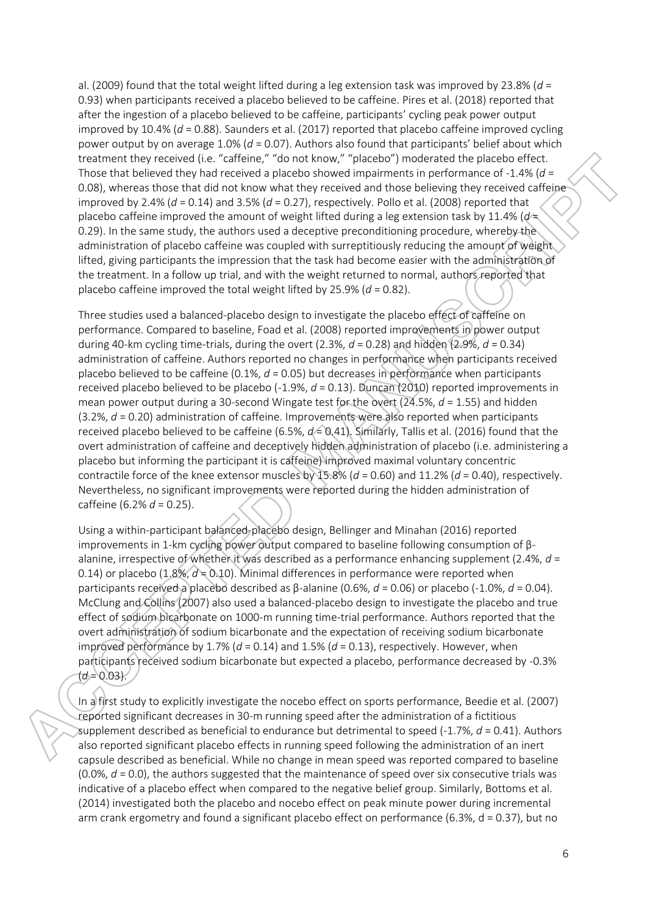al. (2009) found that the total weight lifted during a leg extension task was improved by 23.8% ($d$ = 0.93) when participants received a placebo believed to be caffeine. Pires et al. (2018) reported that after the ingestion of a placebo believed to be caffeine, participants' cycling peak power output improved by 10.4% ($d$ = 0.88). Saunders et al. (2017) reported that placebo caffeine improved cycling power output by on average 1.0% ($d$ = 0.07). Authors also found that participants' belief about which treatment they received (i.e. "caffeine," "do not know," "placebo") moderated the placebo effect. Those that believed they had received a placebo showed impairments in performance of -1.4% ($d$ = 0.08), whereas those that did not know what they received and those believing they received caffeine improved by 2.4% ($d$ = 0.14) and 3.5% ($d$ = 0.27), respectively. Pollo et al. (2008) reported that placebo caffeine improved the amount of weight lifted during a leg extension task by 11.4% ($d$ = 0.29). In the same study, the authors used a deceptive preconditioning procedure, whereby the administration of placebo caffeine was coupled with surreptitiously reducing the amount of weight lifted, giving participants the impression that the task had become easier with the administration of the treatment. In a follow up trial, and with the weight returned to normal, authors reported that placebo caffeine improved the total weight lifted by 25.9% ($d$ = 0.82).

Three studies used a balanced-placebo design to investigate the placebo effect of caffeine on performance. Compared to baseline, Foad et al. (2008) reported improvements in power output during 40-km cycling time-trials, during the overt (2.3%, $d$ = 0.28) and hidden (2.9%, $d$ = 0.34) administration of caffeine. Authors reported no changes in performance when participants received placebo believed to be caffeine (0.1%, $d$ = 0.05) but decreases in performance when participants received placebo believed to be placebo (-1.9%, $d$ = 0.13). Duncan (2010) reported improvements in mean power output during a 30-second Wingate test for the overt (24.5%, $d$ = 1.55) and hidden (3.2%, $d$ = 0.20) administration of caffeine. Improvements were also reported when participants received placebo believed to be caffeine (6.5%, $d$ = 0.41). Similarly, Tallis et al. (2016) found that the overt administration of caffeine and deceptively hidden administration of placebo (i.e. administering a placebo but informing the participant it is caffeine) improved maximal voluntary concentric contractile force of the knee extensor muscles by 15.8% ($d$ = 0.60) and 11.2% ($d$ = 0.40), respectively. Nevertheless, no significant improvements were reported during the hidden administration of caffeine (6.2% $d$ = 0.25).

Using a within-participant balanced-placebo design, Bellinger and Minahan (2016) reported improvements in 1-km cycling power output compared to baseline following consumption of β-alanine, irrespective of whether it was described as a performance enhancing supplement (2.4%, $d$ = 0.14) or placebo (1.8%, $d$ = 0.10). Minimal differences in performance were reported when participants received a placebo described as β-alanine (0.6%, $d$ = 0.06) or placebo (-1.0%, $d$ = 0.04). McClung and Collins (2007) also used a balanced-placebo design to investigate the placebo and true effect of sodium bicarbonate on 1000-m running time-trial performance. Authors reported that the overt administration of sodium bicarbonate and the expectation of receiving sodium bicarbonate improved performance by 1.7% ($d$ = 0.14) and 1.5% ($d$ = 0.13), respectively. However, when participants received sodium bicarbonate but expected a placebo, performance decreased by -0.3% ($d$ = 0.03).

In a first study to explicitly investigate the nocebo effect on sports performance, Beedie et al. (2007) reported significant decreases in 30-m running speed after the administration of a fictitious supplement described as beneficial to endurance but detrimental to speed (-1.7%, $d$ = 0.41). Authors also reported significant placebo effects in running speed following the administration of an inert capsule described as beneficial. While no change in mean speed was reported compared to baseline (0.0%, $d$ = 0.0), the authors suggested that the maintenance of speed over six consecutive trials was indicative of a placebo effect when compared to the negative belief group. Similarly, Bottoms et al. (2014) investigated both the placebo and nocebo effect on peak minute power during incremental arm crank ergometry and found a significant placebo effect on performance (6.3%, d = 0.37), but no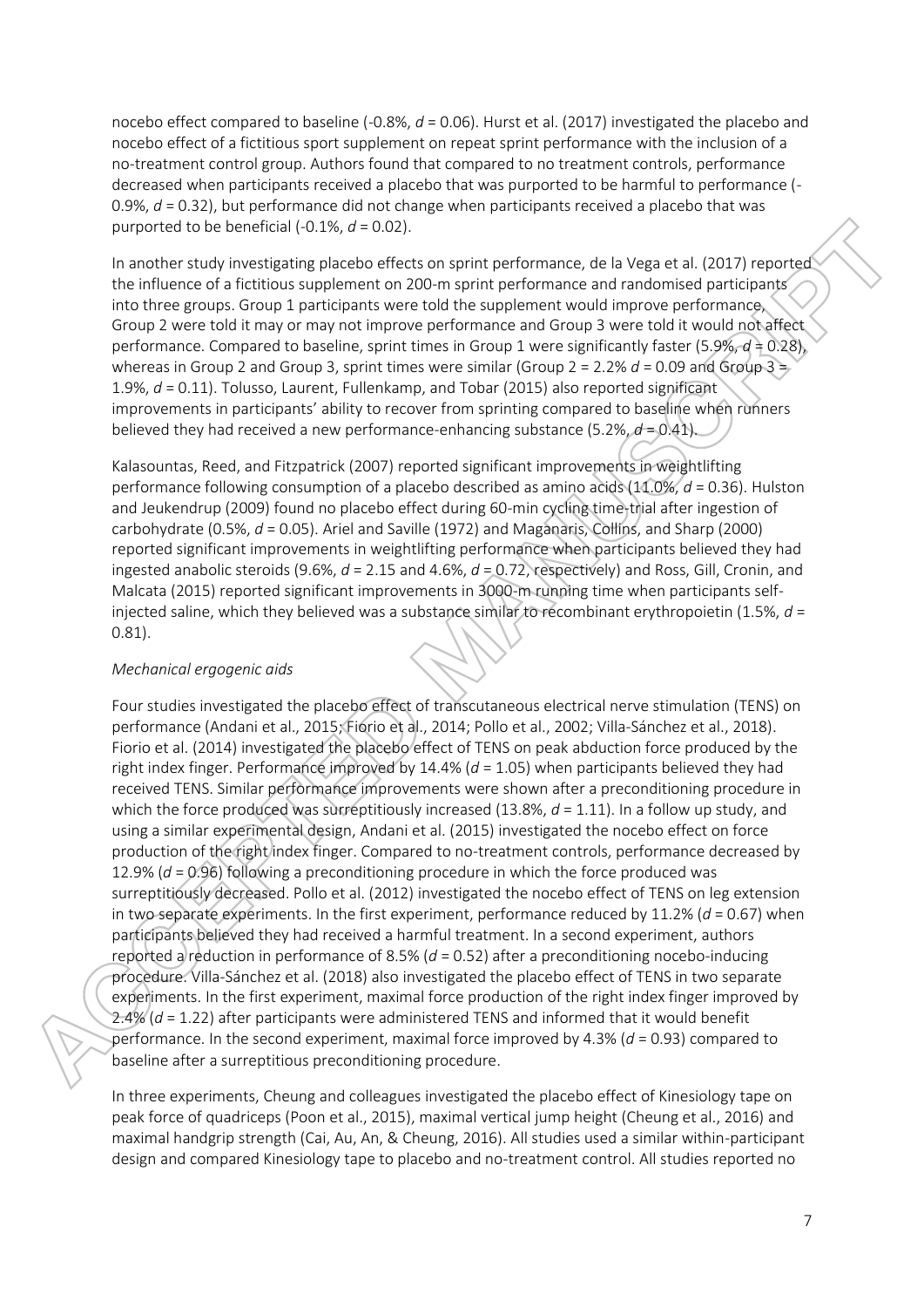nocebo effect compared to baseline (-0.8%, $d$ = 0.06). Hurst et al. (2017) investigated the placebo and nocebo effect of a fictitious sport supplement on repeat sprint performance with the inclusion of a no-treatment control group. Authors found that compared to no treatment controls, performance decreased when participants received a placebo that was purported to be harmful to performance (-0.9%, $d$ = 0.32), but performance did not change when participants received a placebo that was purported to be beneficial (-0.1%, $d$ = 0.02).

In another study investigating placebo effects on sprint performance, de la Vega et al. (2017) reported the influence of a fictitious supplement on 200-m sprint performance and randomised participants into three groups. Group 1 participants were told the supplement would improve performance, Group 2 were told it may or may not improve performance and Group 3 were told it would not affect performance. Compared to baseline, sprint times in Group 1 were significantly faster (5.9%, $d$ = 0.28), whereas in Group 2 and Group 3, sprint times were similar (Group 2 = 2.2% $d$ = 0.09 and Group 3 = 1.9%, $d$ = 0.11). Tolusso, Laurent, Fullenkamp, and Tobar (2015) also reported significant improvements in participants' ability to recover from sprinting compared to baseline when runners believed they had received a new performance-enhancing substance (5.2%, $d$ = 0.41).

Kalasountas, Reed, and Fitzpatrick (2007) reported significant improvements in weightlifting performance following consumption of a placebo described as amino acids (11.0%, $d$ = 0.36). Hulston and Jeukendrup (2009) found no placebo effect during 60-min cycling time-trial after ingestion of carbohydrate (0.5%, $d$ = 0.05). Ariel and Saville (1972) and Maganaris, Collins, and Sharp (2000) reported significant improvements in weightlifting performance when participants believed they had ingested anabolic steroids (9.6%, $d$ = 2.15 and 4.6%, $d$ = 0.72, respectively) and Ross, Gill, Cronin, and Malcata (2015) reported significant improvements in 3000-m running time when participants self-injected saline, which they believed was a substance similar to recombinant erythropoietin (1.5%, $d$ = 0.81).

*Mechanical ergogenic aids*

Four studies investigated the placebo effect of transcutaneous electrical nerve stimulation (TENS) on performance (Andani et al., 2015; Fiorio et al., 2014; Pollo et al., 2002; Villa-Sánchez et al., 2018). Fiorio et al. (2014) investigated the placebo effect of TENS on peak abduction force produced by the right index finger. Performance improved by 14.4% ($d$ = 1.05) when participants believed they had received TENS. Similar performance improvements were shown after a preconditioning procedure in which the force produced was surreptitiously increased (13.8%, $d$ = 1.11). In a follow up study, and using a similar experimental design, Andani et al. (2015) investigated the nocebo effect on force production of the right index finger. Compared to no-treatment controls, performance decreased by 12.9% ($d$ = 0.96) following a preconditioning procedure in which the force produced was surreptitiously decreased. Pollo et al. (2012) investigated the nocebo effect of TENS on leg extension in two separate experiments. In the first experiment, performance reduced by 11.2% ($d$ = 0.67) when participants believed they had received a harmful treatment. In a second experiment, authors reported a reduction in performance of 8.5% ($d$ = 0.52) after a preconditioning nocebo-inducing procedure. Villa-Sánchez et al. (2018) also investigated the placebo effect of TENS in two separate experiments. In the first experiment, maximal force production of the right index finger improved by 2.4% ($d$ = 1.22) after participants were administered TENS and informed that it would benefit performance. In the second experiment, maximal force improved by 4.3% ($d$ = 0.93) compared to baseline after a surreptitious preconditioning procedure.

In three experiments, Cheung and colleagues investigated the placebo effect of Kinesiology tape on peak force of quadriceps (Poon et al., 2015), maximal vertical jump height (Cheung et al., 2016) and maximal handgrip strength (Cai, Au, An, & Cheung, 2016). All studies used a similar within-participant design and compared Kinesiology tape to placebo and no-treatment control. All studies reported no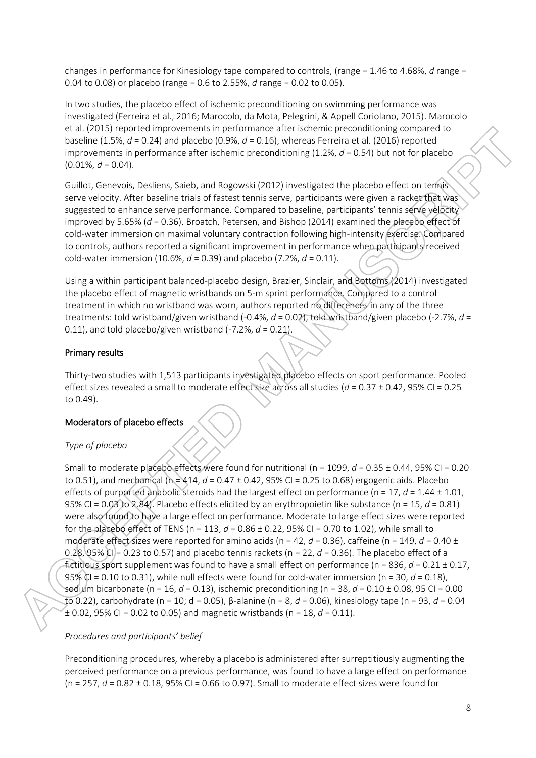changes in performance for Kinesiology tape compared to controls, (range = 1.46 to 4.68%, *d* range = 0.04 to 0.08) or placebo (range = 0.6 to 2.55%, *d* range = 0.02 to 0.05).

In two studies, the placebo effect of ischemic preconditioning on swimming performance was investigated (Ferreira et al., 2016; Marocolo, da Mota, Pelegrini, & Appell Coriolano, 2015). Marocolo et al. (2015) reported improvements in performance after ischemic preconditioning compared to baseline (1.5%, $d = 0.24$) and placebo (0.9%, $d = 0.16$), whereas Ferreira et al. (2016) reported improvements in performance after ischemic preconditioning (1.2%, $d = 0.54$) but not for placebo (0.01%, $d = 0.04$).

Guillot, Genevois, Desliens, Saieb, and Rogowski (2012) investigated the placebo effect on tennis serve velocity. After baseline trials of fastest tennis serve, participants were given a racket that was suggested to enhance serve performance. Compared to baseline, participants' tennis serve velocity improved by 5.65% ($d = 0.36$). Broatch, Petersen, and Bishop (2014) examined the placebo effect of cold-water immersion on maximal voluntary contraction following high-intensity exercise. Compared to controls, authors reported a significant improvement in performance when participants received cold-water immersion (10.6%, $d = 0.39$) and placebo (7.2%, $d = 0.11$).

Using a within participant balanced-placebo design, Brazier, Sinclair, and Bottoms (2014) investigated the placebo effect of magnetic wristbands on 5-m sprint performance. Compared to a control treatment in which no wristband was worn, authors reported no differences in any of the three treatments: told wristband/given wristband (-0.4%, $d = 0.02$), told wristband/given placebo (-2.7%, $d = 0.11$), and told placebo/given wristband (-7.2%, $d = 0.21$).

## Primary results

Thirty-two studies with 1,513 participants investigated placebo effects on sport performance. Pooled effect sizes revealed a small to moderate effect size across all studies ($d = 0.37 \pm 0.42$, 95% CI = 0.25 to 0.49).

## Moderators of placebo effects

### *Type of placebo*

Small to moderate placebo effects were found for nutritional ($n = 1099$, $d = 0.35 \pm 0.44$, 95% CI = 0.20 to 0.51), and mechanical ($n = 414$, $d = 0.47 \pm 0.42$, 95% CI = 0.25 to 0.68) ergogenic aids. Placebo effects of purported anabolic steroids had the largest effect on performance ($n = 17$, $d = 1.44 \pm 1.01$, 95% CI = 0.03 to 2.84). Placebo effects elicited by an erythropoietin like substance ($n = 15$, $d = 0.81$) were also found to have a large effect on performance. Moderate to large effect sizes were reported for the placebo effect of TENS ($n = 113$, $d = 0.86 \pm 0.22$, 95% CI = 0.70 to 1.02), while small to moderate effect sizes were reported for amino acids ($n = 42$, $d = 0.36$), caffeine ($n = 149$, $d = 0.40 \pm 0.28$, 95% CI = 0.23 to 0.57) and placebo tennis rackets ($n = 22$, $d = 0.36$). The placebo effect of a fictitious sport supplement was found to have a small effect on performance ($n = 836$, $d = 0.21 \pm 0.17$, 95% CI = 0.10 to 0.31), while null effects were found for cold-water immersion ($n = 30$, $d = 0.18$), sodium bicarbonate ($n = 16$, $d = 0.13$), ischemic preconditioning ($n = 38$, $d = 0.10 \pm 0.08$, 95 CI = 0.00 to 0.22), carbohydrate ($n = 10$; d = 0.05), β-alanine ($n = 8$, $d = 0.06$), kinesiology tape ($n = 93$, $d = 0.04 \pm 0.02$, 95% CI = 0.02 to 0.05) and magnetic wristbands ($n = 18$, $d = 0.11$).

### *Procedures and participants' belief*

Preconditioning procedures, whereby a placebo is administered after surreptitiously augmenting the perceived performance on a previous performance, was found to have a large effect on performance ($n = 257$, $d = 0.82 \pm 0.18$, 95% CI = 0.66 to 0.97). Small to moderate effect sizes were found for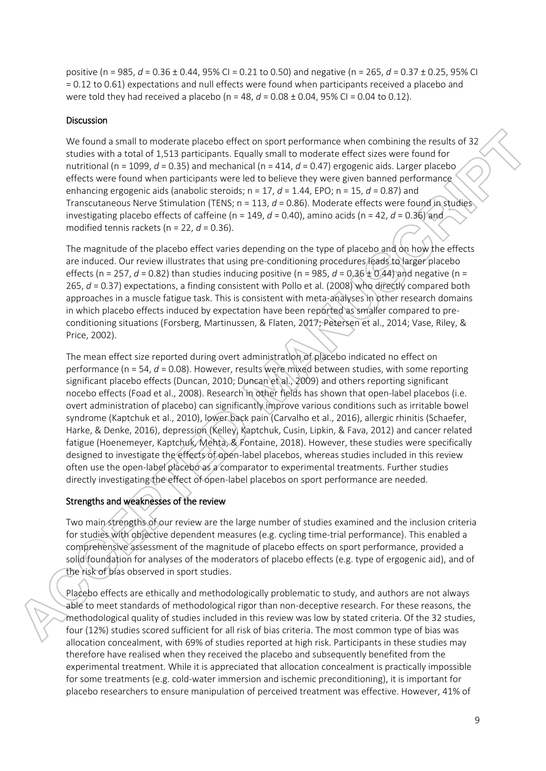positive (n = 985, $d$ = 0.36 ± 0.44, 95% CI = 0.21 to 0.50) and negative (n = 265, $d$ = 0.37 ± 0.25, 95% CI = 0.12 to 0.61) expectations and null effects were found when participants received a placebo and were told they had received a placebo (n = 48, $d$ = 0.08 ± 0.04, 95% CI = 0.04 to 0.12).

## Discussion

We found a small to moderate placebo effect on sport performance when combining the results of 32 studies with a total of 1,513 participants. Equally small to moderate effect sizes were found for nutritional (n = 1099, $d$ = 0.35) and mechanical (n = 414, $d$ = 0.47) ergogenic aids. Larger placebo effects were found when participants were led to believe they were given banned performance enhancing ergogenic aids (anabolic steroids; n = 17, $d$ = 1.44, EPO; n = 15, $d$ = 0.87) and Transcutaneous Nerve Stimulation (TENS; n = 113, $d$ = 0.86). Moderate effects were found in studies investigating placebo effects of caffeine (n = 149, $d$ = 0.40), amino acids (n = 42, $d$ = 0.36) and modified tennis rackets (n = 22, $d$ = 0.36).

The magnitude of the placebo effect varies depending on the type of placebo and on how the effects are induced. Our review illustrates that using pre-conditioning procedures leads to larger placebo effects (n = 257, $d$ = 0.82) than studies inducing positive (n = 985, $d$ = 0.36 ± 0.44) and negative (n = 265, $d$ = 0.37) expectations, a finding consistent with Pollo et al. (2008) who directly compared both approaches in a muscle fatigue task. This is consistent with meta-analyses in other research domains in which placebo effects induced by expectation have been reported as smaller compared to pre-conditioning situations (Forsberg, Martinussen, & Flaten, 2017; Petersen et al., 2014; Vase, Riley, & Price, 2002).

The mean effect size reported during overt administration of placebo indicated no effect on performance (n = 54, $d$ = 0.08). However, results were mixed between studies, with some reporting significant placebo effects (Duncan, 2010; Duncan et al., 2009) and others reporting significant nocebo effects (Foad et al., 2008). Research in other fields has shown that open-label placebos (i.e. overt administration of placebo) can significantly improve various conditions such as irritable bowel syndrome (Kaptchuk et al., 2010), lower back pain (Carvalho et al., 2016), allergic rhinitis (Schaefer, Harke, & Denke, 2016), depression (Kelley, Kaptchuk, Cusin, Lipkin, & Fava, 2012) and cancer related fatigue (Hoenemeyer, Kaptchuk, Mehta, & Fontaine, 2018). However, these studies were specifically designed to investigate the effects of open-label placebos, whereas studies included in this review often use the open-label placebo as a comparator to experimental treatments. Further studies directly investigating the effect of open-label placebos on sport performance are needed.

### Strengths and weaknesses of the review

Two main strengths of our review are the large number of studies examined and the inclusion criteria for studies with objective dependent measures (e.g. cycling time-trial performance). This enabled a comprehensive assessment of the magnitude of placebo effects on sport performance, provided a solid foundation for analyses of the moderators of placebo effects (e.g. type of ergogenic aid), and of the risk of bias observed in sport studies.

Placebo effects are ethically and methodologically problematic to study, and authors are not always able to meet standards of methodological rigor than non-deceptive research. For these reasons, the methodological quality of studies included in this review was low by stated criteria. Of the 32 studies, four (12%) studies scored sufficient for all risk of bias criteria. The most common type of bias was allocation concealment, with 69% of studies reported at high risk. Participants in these studies may therefore have realised when they received the placebo and subsequently benefited from the experimental treatment. While it is appreciated that allocation concealment is practically impossible for some treatments (e.g. cold-water immersion and ischemic preconditioning), it is important for placebo researchers to ensure manipulation of perceived treatment was effective. However, 41% of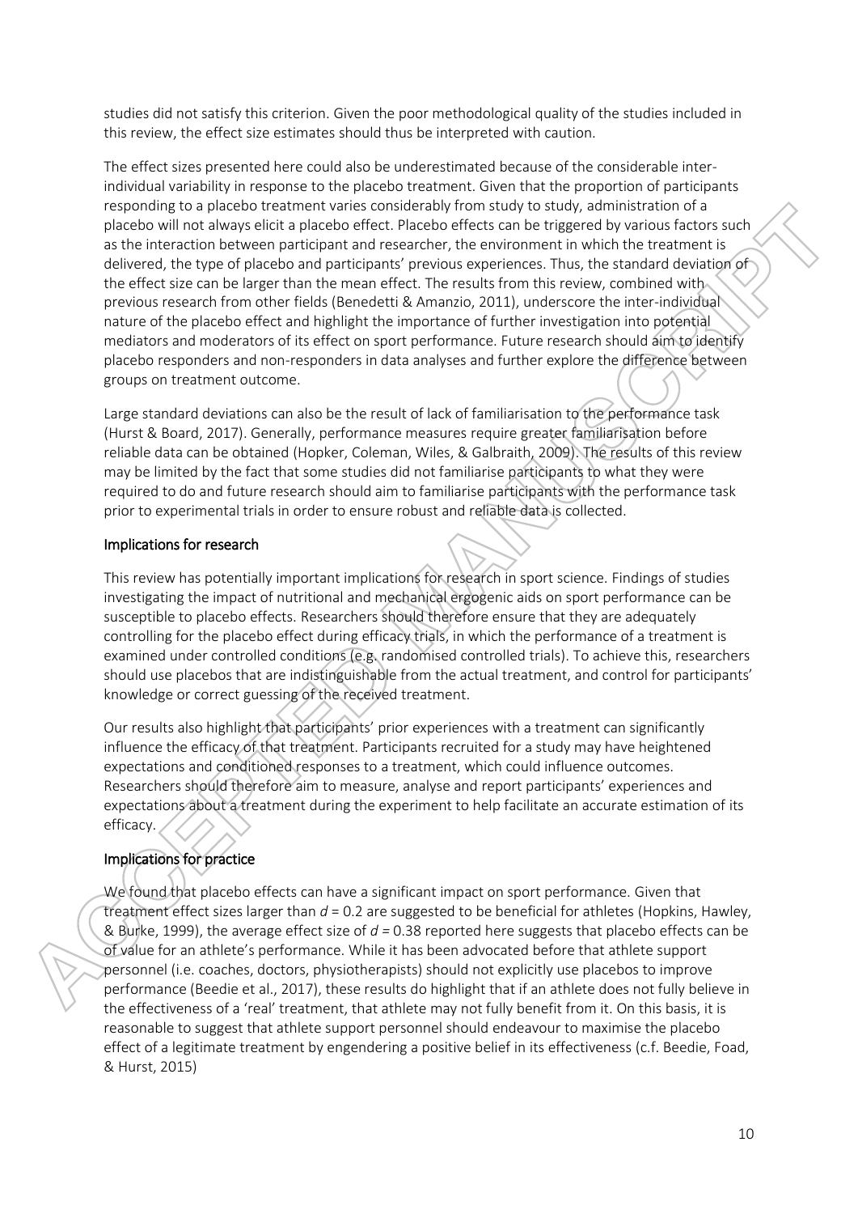studies did not satisfy this criterion. Given the poor methodological quality of the studies included in this review, the effect size estimates should thus be interpreted with caution.

The effect sizes presented here could also be underestimated because of the considerable inter-individual variability in response to the placebo treatment. Given that the proportion of participants responding to a placebo treatment varies considerably from study to study, administration of a placebo will not always elicit a placebo effect. Placebo effects can be triggered by various factors such as the interaction between participant and researcher, the environment in which the treatment is delivered, the type of placebo and participants' previous experiences. Thus, the standard deviation of the effect size can be larger than the mean effect. The results from this review, combined with previous research from other fields (Benedetti & Amanzio, 2011), underscore the inter-individual nature of the placebo effect and highlight the importance of further investigation into potential mediators and moderators of its effect on sport performance. Future research should aim to identify placebo responders and non-responders in data analyses and further explore the difference between groups on treatment outcome.

Large standard deviations can also be the result of lack of familiarisation to the performance task (Hurst & Board, 2017). Generally, performance measures require greater familiarisation before reliable data can be obtained (Hopker, Coleman, Wiles, & Galbraith, 2009). The results of this review may be limited by the fact that some studies did not familiarise participants to what they were required to do and future research should aim to familiarise participants with the performance task prior to experimental trials in order to ensure robust and reliable data is collected.

## Implications for research

This review has potentially important implications for research in sport science. Findings of studies investigating the impact of nutritional and mechanical ergogenic aids on sport performance can be susceptible to placebo effects. Researchers should therefore ensure that they are adequately controlling for the placebo effect during efficacy trials, in which the performance of a treatment is examined under controlled conditions (e.g. randomised controlled trials). To achieve this, researchers should use placebos that are indistinguishable from the actual treatment, and control for participants' knowledge or correct guessing of the received treatment.

Our results also highlight that participants' prior experiences with a treatment can significantly influence the efficacy of that treatment. Participants recruited for a study may have heightened expectations and conditioned responses to a treatment, which could influence outcomes. Researchers should therefore aim to measure, analyse and report participants' experiences and expectations about a treatment during the experiment to help facilitate an accurate estimation of its efficacy.

## Implications for practice

We found that placebo effects can have a significant impact on sport performance. Given that treatment effect sizes larger than $d = 0.2$ are suggested to be beneficial for athletes (Hopkins, Hawley, & Burke, 1999), the average effect size of $d = 0.38$ reported here suggests that placebo effects can be of value for an athlete's performance. While it has been advocated before that athlete support personnel (i.e. coaches, doctors, physiotherapists) should not explicitly use placebos to improve performance (Beedie et al., 2017), these results do highlight that if an athlete does not fully believe in the effectiveness of a 'real' treatment, that athlete may not fully benefit from it. On this basis, it is reasonable to suggest that athlete support personnel should endeavour to maximise the placebo effect of a legitimate treatment by engendering a positive belief in its effectiveness (c.f. Beedie, Foad, & Hurst, 2015)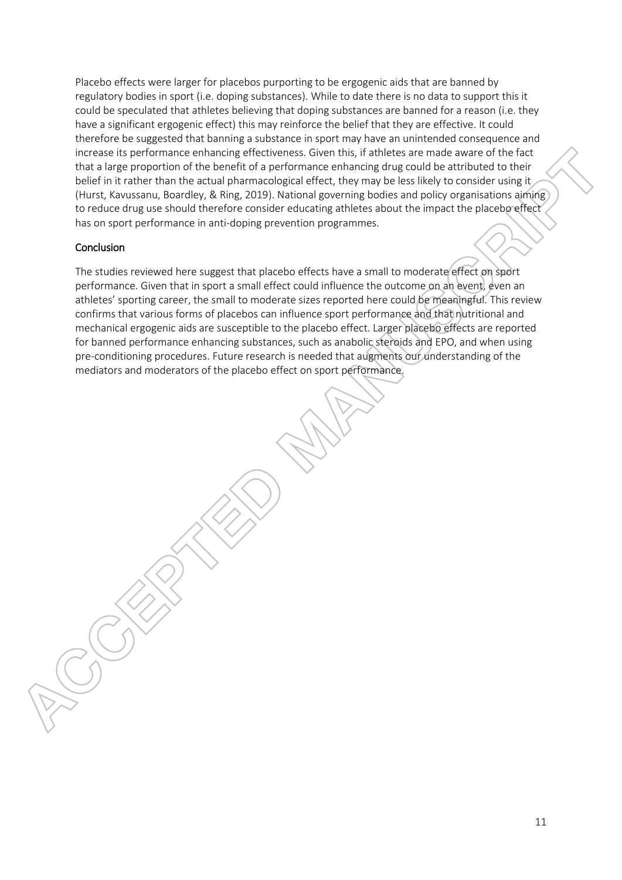Placebo effects were larger for placebos purporting to be ergogenic aids that are banned by regulatory bodies in sport (i.e. doping substances). While to date there is no data to support this it could be speculated that athletes believing that doping substances are banned for a reason (i.e. they have a significant ergogenic effect) this may reinforce the belief that they are effective. It could therefore be suggested that banning a substance in sport may have an unintended consequence and increase its performance enhancing effectiveness. Given this, if athletes are made aware of the fact that a large proportion of the benefit of a performance enhancing drug could be attributed to their belief in it rather than the actual pharmacological effect, they may be less likely to consider using it (Hurst, Kavussanu, Boardley, & Ring, 2019). National governing bodies and policy organisations aiming to reduce drug use should therefore consider educating athletes about the impact the placebo effect has on sport performance in anti-doping prevention programmes.

## Conclusion

The studies reviewed here suggest that placebo effects have a small to moderate effect on sport performance. Given that in sport a small effect could influence the outcome on an event, even an athletes' sporting career, the small to moderate sizes reported here could be meaningful. This review confirms that various forms of placebos can influence sport performance and that nutritional and mechanical ergogenic aids are susceptible to the placebo effect. Larger placebo effects are reported for banned performance enhancing substances, such as anabolic steroids and EPO, and when using pre-conditioning procedures. Future research is needed that augments our understanding of the mediators and moderators of the placebo effect on sport performance.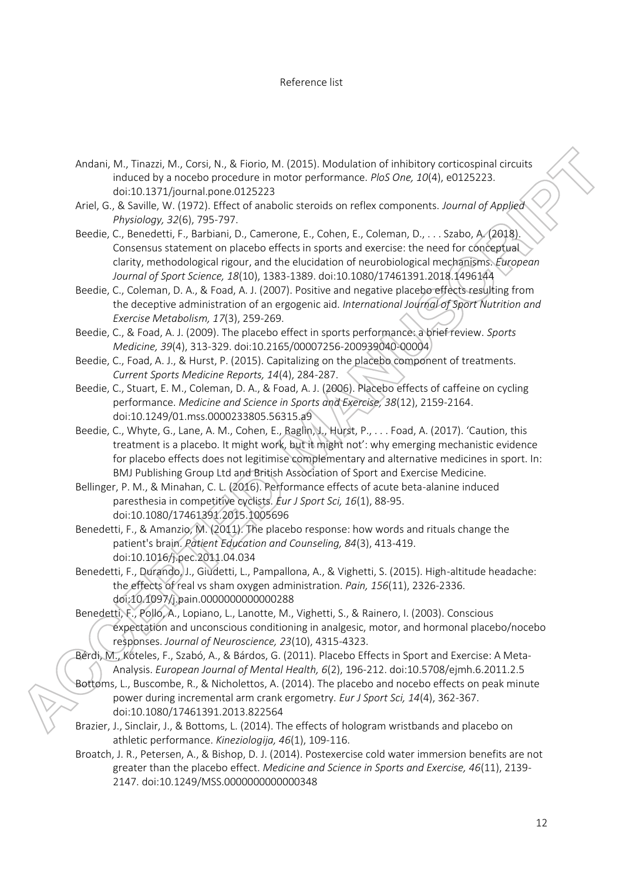Reference list

Andani, M., Tinazzi, M., Corsi, N., & Fiorio, M. (2015). Modulation of inhibitory corticospinal circuits induced by a nocebo procedure in motor performance. *PloS One, 10*(4), e0125223. doi:10.1371/journal.pone.0125223

Ariel, G., & Saville, W. (1972). Effect of anabolic steroids on reflex components. *Journal of Applied Physiology, 32*(6), 795-797.

Beedie, C., Benedetti, F., Barbiani, D., Camerone, E., Cohen, E., Coleman, D., . . . Szabo, A. (2018). Consensus statement on placebo effects in sports and exercise: the need for conceptual clarity, methodological rigour, and the elucidation of neurobiological mechanisms. *European Journal of Sport Science, 18*(10), 1383-1389. doi:10.1080/17461391.2018.1496144

Beedie, C., Coleman, D. A., & Foad, A. J. (2007). Positive and negative placebo effects resulting from the deceptive administration of an ergogenic aid. *International Journal of Sport Nutrition and Exercise Metabolism, 17*(3), 259-269.

Beedie, C., & Foad, A. J. (2009). The placebo effect in sports performance: a brief review. *Sports Medicine, 39*(4), 313-329. doi:10.2165/00007256-200939040-00004

Beedie, C., Foad, A. J., & Hurst, P. (2015). Capitalizing on the placebo component of treatments. *Current Sports Medicine Reports, 14*(4), 284-287.

Beedie, C., Stuart, E. M., Coleman, D. A., & Foad, A. J. (2006). Placebo effects of caffeine on cycling performance. *Medicine and Science in Sports and Exercise, 38*(12), 2159-2164. doi:10.1249/01.mss.0000233805.56315.a9

Beedie, C., Whyte, G., Lane, A. M., Cohen, E., Raglin, J., Hurst, P., . . . Foad, A. (2017). 'Caution, this treatment is a placebo. It might work, but it might not': why emerging mechanistic evidence for placebo effects does not legitimise complementary and alternative medicines in sport. In: BMJ Publishing Group Ltd and British Association of Sport and Exercise Medicine.

Bellinger, P. M., & Minahan, C. L. (2016). Performance effects of acute beta-alanine induced paresthesia in competitive cyclists. *Eur J Sport Sci, 16*(1), 88-95. doi:10.1080/17461391.2015.1005696

Benedetti, F., & Amanzio, M. (2011). The placebo response: how words and rituals change the patient's brain. *Patient Education and Counseling, 84*(3), 413-419. doi:10.1016/j.pec.2011.04.034

Benedetti, F., Durando, J., Giudetti, L., Pampallona, A., & Vighetti, S. (2015). High-altitude headache: the effects of real vs sham oxygen administration. *Pain, 156*(11), 2326-2336. doi:10.1097/j.pain.0000000000000288

Benedetti, F., Pollo, A., Lopiano, L., Lanotte, M., Vighetti, S., & Rainero, I. (2003). Conscious expectation and unconscious conditioning in analgesic, motor, and hormonal placebo/nocebo responses. *Journal of Neuroscience, 23*(10), 4315-4323.

Bérdi, M., Köteles, F., Szabó, A., & Bárdos, G. (2011). Placebo Effects in Sport and Exercise: A Meta-Analysis. *European Journal of Mental Health, 6*(2), 196-212. doi:10.5708/ejmh.6.2011.2.5

Bottoms, L., Buscombe, R., & Nicholettos, A. (2014). The placebo and nocebo effects on peak minute power during incremental arm crank ergometry. *Eur J Sport Sci, 14*(4), 362-367. doi:10.1080/17461391.2013.822564

Brazier, J., Sinclair, J., & Bottoms, L. (2014). The effects of hologram wristbands and placebo on athletic performance. *Kineziologija, 46*(1), 109-116.

Broatch, J. R., Petersen, A., & Bishop, D. J. (2014). Postexercise cold water immersion benefits are not greater than the placebo effect. *Medicine and Science in Sports and Exercise, 46*(11), 2139-2147. doi:10.1249/MSS.0000000000000348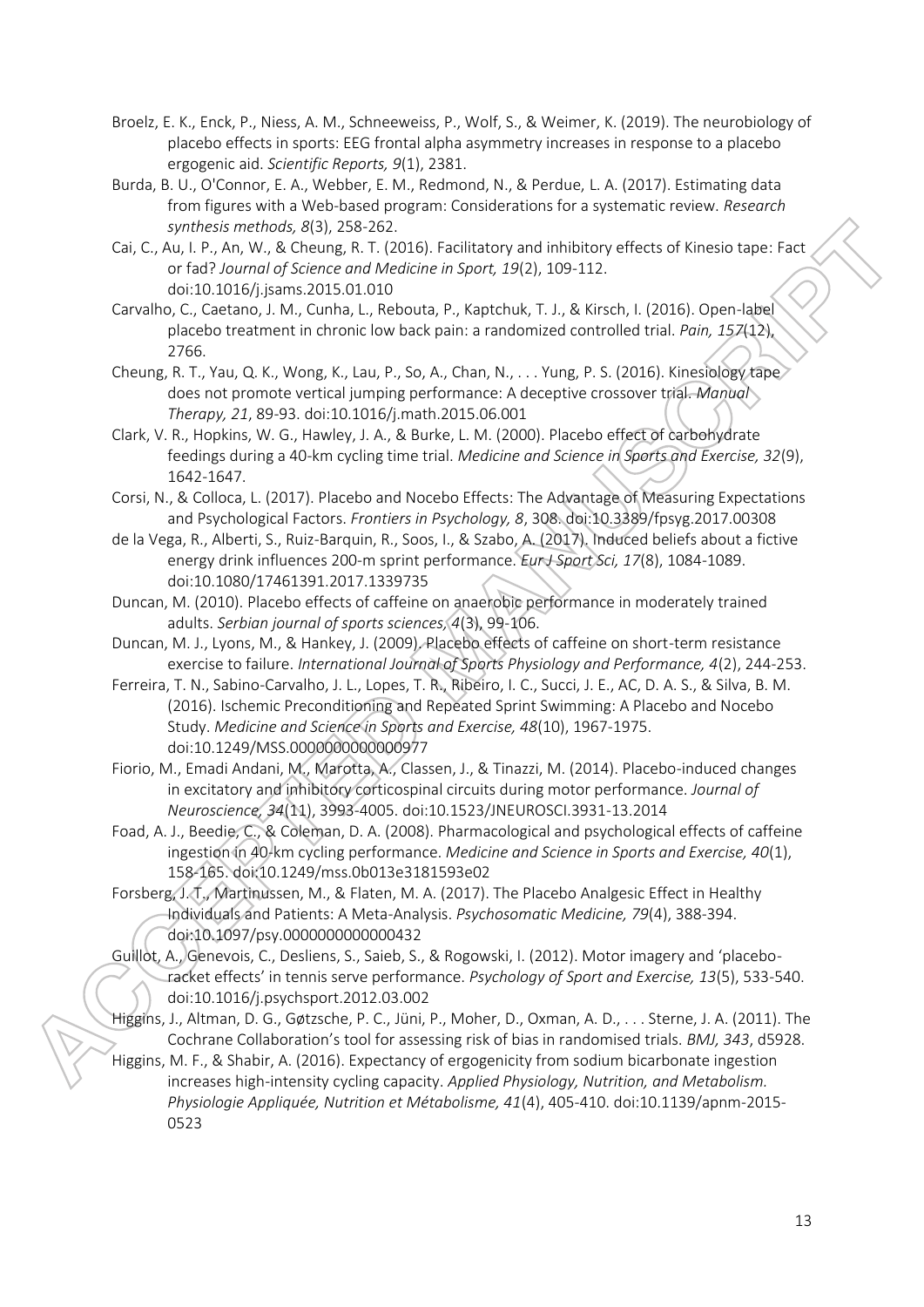Broelz, E. K., Enck, P., Niess, A. M., Schneeweiss, P., Wolf, S., & Weimer, K. (2019). The neurobiology of placebo effects in sports: EEG frontal alpha asymmetry increases in response to a placebo ergogenic aid. *Scientific Reports, 9*(1), 2381.

Burda, B. U., O'Connor, E. A., Webber, E. M., Redmond, N., & Perdue, L. A. (2017). Estimating data from figures with a Web-based program: Considerations for a systematic review. *Research synthesis methods, 8*(3), 258-262.

Cai, C., Au, I. P., An, W., & Cheung, R. T. (2016). Facilitatory and inhibitory effects of Kinesio tape: Fact or fad? *Journal of Science and Medicine in Sport, 19*(2), 109-112. doi:10.1016/j.jsams.2015.01.010

Carvalho, C., Caetano, J. M., Cunha, L., Rebouta, P., Kaptchuk, T. J., & Kirsch, I. (2016). Open-label placebo treatment in chronic low back pain: a randomized controlled trial. *Pain, 157*(12), 2766.

Cheung, R. T., Yau, Q. K., Wong, K., Lau, P., So, A., Chan, N., . . . Yung, P. S. (2016). Kinesiology tape does not promote vertical jumping performance: A deceptive crossover trial. *Manual Therapy, 21*, 89-93. doi:10.1016/j.math.2015.06.001

Clark, V. R., Hopkins, W. G., Hawley, J. A., & Burke, L. M. (2000). Placebo effect of carbohydrate feedings during a 40-km cycling time trial. *Medicine and Science in Sports and Exercise, 32*(9), 1642-1647.

Corsi, N., & Colloca, L. (2017). Placebo and Nocebo Effects: The Advantage of Measuring Expectations and Psychological Factors. *Frontiers in Psychology, 8*, 308. doi:10.3389/fpsyg.2017.00308

de la Vega, R., Alberti, S., Ruiz-Barquin, R., Soos, I., & Szabo, A. (2017). Induced beliefs about a fictive energy drink influences 200-m sprint performance. *Eur J Sport Sci, 17*(8), 1084-1089. doi:10.1080/17461391.2017.1339735

Duncan, M. (2010). Placebo effects of caffeine on anaerobic performance in moderately trained adults. *Serbian journal of sports sciences, 4*(3), 99-106.

Duncan, M. J., Lyons, M., & Hankey, J. (2009). Placebo effects of caffeine on short-term resistance exercise to failure. *International Journal of Sports Physiology and Performance, 4*(2), 244-253.

Ferreira, T. N., Sabino-Carvalho, J. L., Lopes, T. R., Ribeiro, I. C., Succi, J. E., AC, D. A. S., & Silva, B. M. (2016). Ischemic Preconditioning and Repeated Sprint Swimming: A Placebo and Nocebo Study. *Medicine and Science in Sports and Exercise, 48*(10), 1967-1975. doi:10.1249/MSS.0000000000000977

Fiorio, M., Emadi Andani, M., Marotta, A., Classen, J., & Tinazzi, M. (2014). Placebo-induced changes in excitatory and inhibitory corticospinal circuits during motor performance. *Journal of Neuroscience, 34*(11), 3993-4005. doi:10.1523/JNEUROSCI.3931-13.2014

Foad, A. J., Beedie, C., & Coleman, D. A. (2008). Pharmacological and psychological effects of caffeine ingestion in 40-km cycling performance. *Medicine and Science in Sports and Exercise, 40*(1), 158-165. doi:10.1249/mss.0b013e3181593e02

Forsberg, J. T., Martinussen, M., & Flaten, M. A. (2017). The Placebo Analgesic Effect in Healthy Individuals and Patients: A Meta-Analysis. *Psychosomatic Medicine, 79*(4), 388-394. doi:10.1097/psy.0000000000000432

Guillot, A., Genevois, C., Desliens, S., Saieb, S., & Rogowski, I. (2012). Motor imagery and 'placebo-racket effects' in tennis serve performance. *Psychology of Sport and Exercise, 13*(5), 533-540. doi:10.1016/j.psychsport.2012.03.002

Higgins, J., Altman, D. G., Gøtzsche, P. C., Jüni, P., Moher, D., Oxman, A. D., . . . Sterne, J. A. (2011). The Cochrane Collaboration's tool for assessing risk of bias in randomised trials. *BMJ, 343*, d5928.

Higgins, M. F., & Shabir, A. (2016). Expectancy of ergogenicity from sodium bicarbonate ingestion increases high-intensity cycling capacity. *Applied Physiology, Nutrition, and Metabolism. Physiologie Appliquée, Nutrition et Métabolisme, 41*(4), 405-410. doi:10.1139/apnm-2015-0523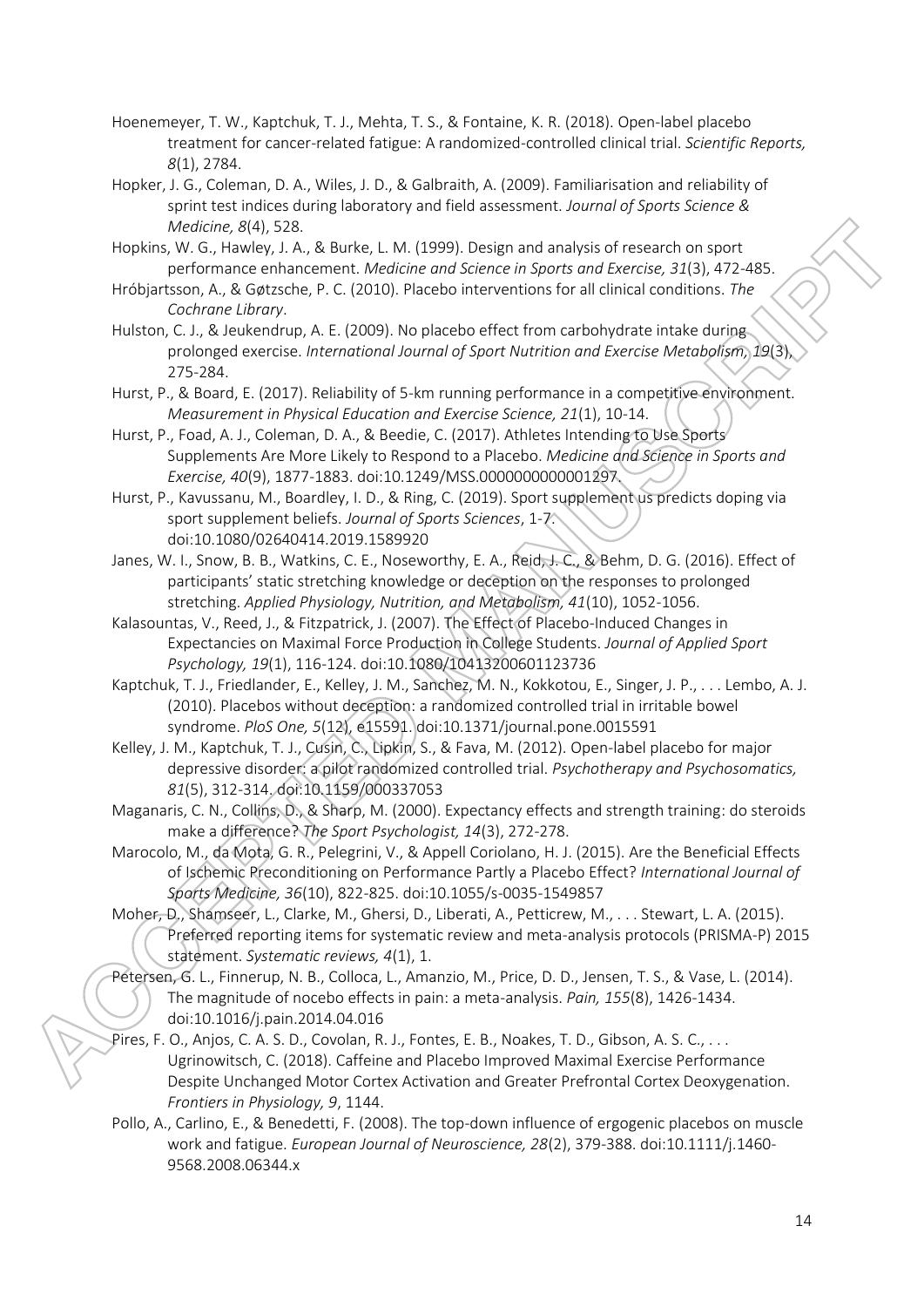Hoenemeyer, T. W., Kaptchuk, T. J., Mehta, T. S., & Fontaine, K. R. (2018). Open-label placebo treatment for cancer-related fatigue: A randomized-controlled clinical trial. *Scientific Reports, 8*(1), 2784.

Hopker, J. G., Coleman, D. A., Wiles, J. D., & Galbraith, A. (2009). Familiarisation and reliability of sprint test indices during laboratory and field assessment. *Journal of Sports Science & Medicine, 8*(4), 528.

Hopkins, W. G., Hawley, J. A., & Burke, L. M. (1999). Design and analysis of research on sport performance enhancement. *Medicine and Science in Sports and Exercise, 31*(3), 472-485.

Hróbjartsson, A., & Gøtzsche, P. C. (2010). Placebo interventions for all clinical conditions. *The Cochrane Library*.

Hulston, C. J., & Jeukendrup, A. E. (2009). No placebo effect from carbohydrate intake during prolonged exercise. *International Journal of Sport Nutrition and Exercise Metabolism, 19*(3), 275-284.

Hurst, P., & Board, E. (2017). Reliability of 5-km running performance in a competitive environment. *Measurement in Physical Education and Exercise Science, 21*(1), 10-14.

Hurst, P., Foad, A. J., Coleman, D. A., & Beedie, C. (2017). Athletes Intending to Use Sports Supplements Are More Likely to Respond to a Placebo. *Medicine and Science in Sports and Exercise, 40*(9), 1877-1883. doi:10.1249/MSS.0000000000001297.

Hurst, P., Kavussanu, M., Boardley, I. D., & Ring, C. (2019). Sport supplement us predicts doping via sport supplement beliefs. *Journal of Sports Sciences*, 1-7. doi:10.1080/02640414.2019.1589920

Janes, W. I., Snow, B. B., Watkins, C. E., Noseworthy, E. A., Reid, J. C., & Behm, D. G. (2016). Effect of participants' static stretching knowledge or deception on the responses to prolonged stretching. *Applied Physiology, Nutrition, and Metabolism, 41*(10), 1052-1056.

Kalasountas, V., Reed, J., & Fitzpatrick, J. (2007). The Effect of Placebo-Induced Changes in Expectancies on Maximal Force Production in College Students. *Journal of Applied Sport Psychology, 19*(1), 116-124. doi:10.1080/10413200601123736

Kaptchuk, T. J., Friedlander, E., Kelley, J. M., Sanchez, M. N., Kokkotou, E., Singer, J. P., . . . Lembo, A. J. (2010). Placebos without deception: a randomized controlled trial in irritable bowel syndrome. *PloS One, 5*(12), e15591. doi:10.1371/journal.pone.0015591

Kelley, J. M., Kaptchuk, T. J., Cusin, C., Lipkin, S., & Fava, M. (2012). Open-label placebo for major depressive disorder: a pilot randomized controlled trial. *Psychotherapy and Psychosomatics, 81*(5), 312-314. doi:10.1159/000337053

Maganaris, C. N., Collins, D., & Sharp, M. (2000). Expectancy effects and strength training: do steroids make a difference? *The Sport Psychologist, 14*(3), 272-278.

Marocolo, M., da Mota, G. R., Pelegrini, V., & Appell Coriolano, H. J. (2015). Are the Beneficial Effects of Ischemic Preconditioning on Performance Partly a Placebo Effect? *International Journal of Sports Medicine, 36*(10), 822-825. doi:10.1055/s-0035-1549857

Moher, D., Shamseer, L., Clarke, M., Ghersi, D., Liberati, A., Petticrew, M., . . . Stewart, L. A. (2015). Preferred reporting items for systematic review and meta-analysis protocols (PRISMA-P) 2015 statement. *Systematic reviews, 4*(1), 1.

Petersen, G. L., Finnerup, N. B., Colloca, L., Amanzio, M., Price, D. D., Jensen, T. S., & Vase, L. (2014). The magnitude of nocebo effects in pain: a meta-analysis. *Pain, 155*(8), 1426-1434. doi:10.1016/j.pain.2014.04.016

Pires, F. O., Anjos, C. A. S. D., Covolan, R. J., Fontes, E. B., Noakes, T. D., Gibson, A. S. C., . . . Ugrinowitsch, C. (2018). Caffeine and Placebo Improved Maximal Exercise Performance Despite Unchanged Motor Cortex Activation and Greater Prefrontal Cortex Deoxygenation. *Frontiers in Physiology, 9*, 1144.

Pollo, A., Carlino, E., & Benedetti, F. (2008). The top-down influence of ergogenic placebos on muscle work and fatigue. *European Journal of Neuroscience, 28*(2), 379-388. doi:10.1111/j.1460-9568.2008.06344.x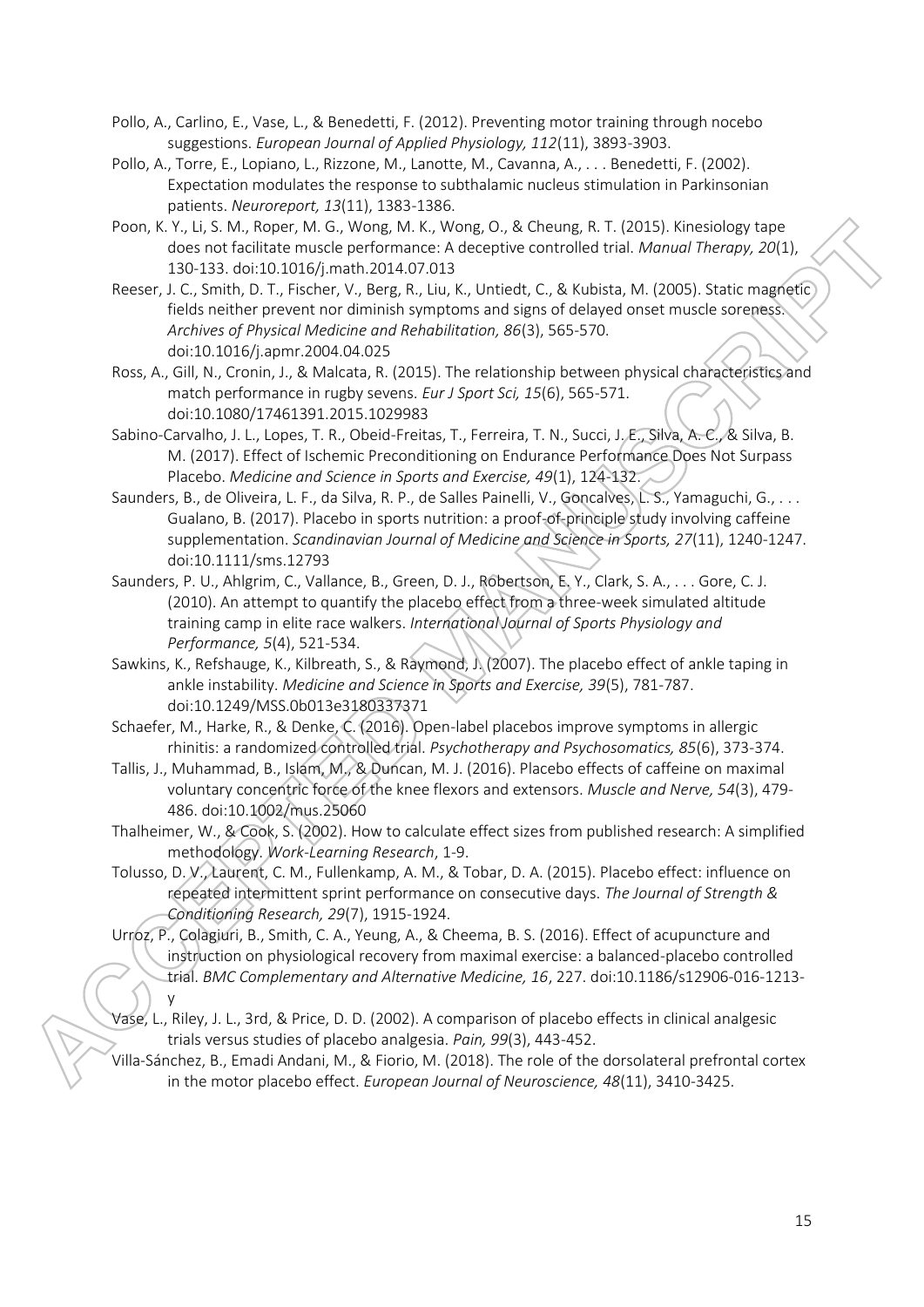Pollo, A., Carlino, E., Vase, L., & Benedetti, F. (2012). Preventing motor training through nocebo suggestions. *European Journal of Applied Physiology, 112*(11), 3893-3903.

Pollo, A., Torre, E., Lopiano, L., Rizzone, M., Lanotte, M., Cavanna, A., . . . Benedetti, F. (2002). Expectation modulates the response to subthalamic nucleus stimulation in Parkinsonian patients. *Neuroreport, 13*(11), 1383-1386.

Poon, K. Y., Li, S. M., Roper, M. G., Wong, M. K., Wong, O., & Cheung, R. T. (2015). Kinesiology tape does not facilitate muscle performance: A deceptive controlled trial. *Manual Therapy, 20*(1), 130-133. doi:10.1016/j.math.2014.07.013

Reeser, J. C., Smith, D. T., Fischer, V., Berg, R., Liu, K., Untiedt, C., & Kubista, M. (2005). Static magnetic fields neither prevent nor diminish symptoms and signs of delayed onset muscle soreness. *Archives of Physical Medicine and Rehabilitation, 86*(3), 565-570. doi:10.1016/j.apmr.2004.04.025

Ross, A., Gill, N., Cronin, J., & Malcata, R. (2015). The relationship between physical characteristics and match performance in rugby sevens. *Eur J Sport Sci, 15*(6), 565-571. doi:10.1080/17461391.2015.1029983

Sabino-Carvalho, J. L., Lopes, T. R., Obeid-Freitas, T., Ferreira, T. N., Succi, J. E., Silva, A. C., & Silva, B. M. (2017). Effect of Ischemic Preconditioning on Endurance Performance Does Not Surpass Placebo. *Medicine and Science in Sports and Exercise, 49*(1), 124-132.

Saunders, B., de Oliveira, L. F., da Silva, R. P., de Salles Painelli, V., Goncalves, L. S., Yamaguchi, G., . . . Gualano, B. (2017). Placebo in sports nutrition: a proof-of-principle study involving caffeine supplementation. *Scandinavian Journal of Medicine and Science in Sports, 27*(11), 1240-1247. doi:10.1111/sms.12793

Saunders, P. U., Ahlgrim, C., Vallance, B., Green, D. J., Robertson, E. Y., Clark, S. A., . . . Gore, C. J. (2010). An attempt to quantify the placebo effect from a three-week simulated altitude training camp in elite race walkers. *International Journal of Sports Physiology and Performance, 5*(4), 521-534.

Sawkins, K., Refshauge, K., Kilbreath, S., & Raymond, J. (2007). The placebo effect of ankle taping in ankle instability. *Medicine and Science in Sports and Exercise, 39*(5), 781-787. doi:10.1249/MSS.0b013e3180337371

Schaefer, M., Harke, R., & Denke, C. (2016). Open-label placebos improve symptoms in allergic rhinitis: a randomized controlled trial. *Psychotherapy and Psychosomatics, 85*(6), 373-374.

Tallis, J., Muhammad, B., Islam, M., & Duncan, M. J. (2016). Placebo effects of caffeine on maximal voluntary concentric force of the knee flexors and extensors. *Muscle and Nerve, 54*(3), 479-486. doi:10.1002/mus.25060

Thalheimer, W., & Cook, S. (2002). How to calculate effect sizes from published research: A simplified methodology. *Work-Learning Research*, 1-9.

Tolusso, D. V., Laurent, C. M., Fullenkamp, A. M., & Tobar, D. A. (2015). Placebo effect: influence on repeated intermittent sprint performance on consecutive days. *The Journal of Strength & Conditioning Research, 29*(7), 1915-1924.

Urroz, P., Colagiuri, B., Smith, C. A., Yeung, A., & Cheema, B. S. (2016). Effect of acupuncture and instruction on physiological recovery from maximal exercise: a balanced-placebo controlled trial. *BMC Complementary and Alternative Medicine, 16*, 227. doi:10.1186/s12906-016-1213-y

Vase, L., Riley, J. L., 3rd, & Price, D. D. (2002). A comparison of placebo effects in clinical analgesic trials versus studies of placebo analgesia. *Pain, 99*(3), 443-452.

Villa-Sánchez, B., Emadi Andani, M., & Fiorio, M. (2018). The role of the dorsolateral prefrontal cortex in the motor placebo effect. *European Journal of Neuroscience, 48*(11), 3410-3425.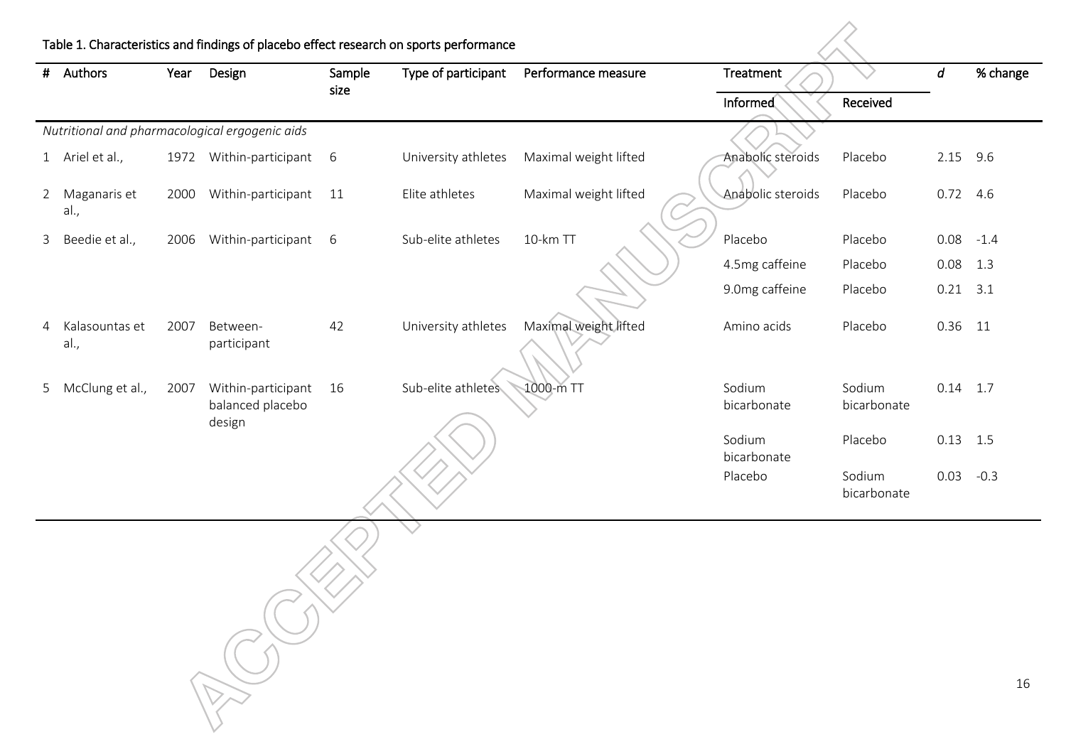Table 1. Characteristics and findings of placebo effect research on sports performance

| # | Authors | Year | Design | Sample size | Type of participant | Performance measure | Treatment | | *d* | % change |
|---|---|---|---|---|---|---|---|---|---|---|
| | | | | | | | Informed | Received | | |
| *Nutritional and pharmacological ergogenic aids* | | | | | | | | | | |
| 1 | Ariel et al., | 1972 | Within-participant | 6 | University athletes | Maximal weight lifted | Anabolic steroids | Placebo | 2.15 | 9.6 |
| 2 | Maganaris et al., | 2000 | Within-participant | 11 | Elite athletes | Maximal weight lifted | Anabolic steroids | Placebo | 0.72 | 4.6 |
| 3 | Beedie et al., | 2006 | Within-participant | 6 | Sub-elite athletes | 10-km TT | Placebo | Placebo | 0.08 | -1.4 |
| | | | | | | | 4.5mg caffeine | Placebo | 0.08 | 1.3 |
| | | | | | | | 9.0mg caffeine | Placebo | 0.21 | 3.1 |
| 4 | Kalasountas et al., | 2007 | Between-participant | 42 | University athletes | Maximal weight lifted | Amino acids | Placebo | 0.36 | 11 |
| 5 | McClung et al., | 2007 | Within-participant balanced placebo design | 16 | Sub-elite athletes | 1000-m TT | Sodium bicarbonate | Sodium bicarbonate | 0.14 | 1.7 |
| | | | | | | | Sodium bicarbonate | Placebo | 0.13 | 1.5 |
| | | | | | | | Placebo | Sodium bicarbonate | 0.03 | -0.3 |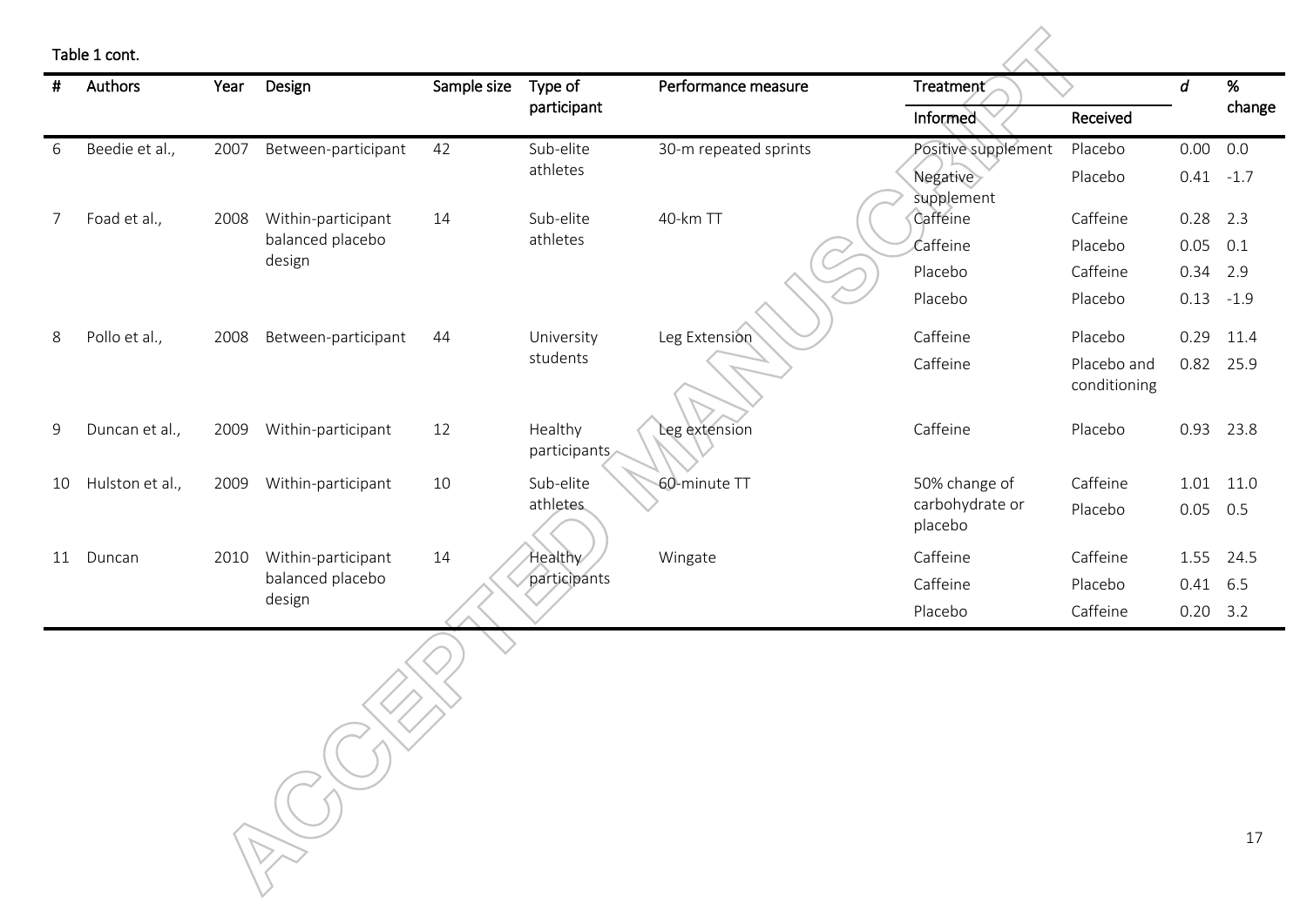Table 1 cont.

| # | Authors | Year | Design | Sample size | Type of participant | Performance measure | Treatment | | *d* | % change |
|---|---|---|---|---|---|---|---|---|---|---|
| | | | | | | | Informed | Received | | |
| 6 | Beedie et al., | 2007 | Between-participant | 42 | Sub-elite athletes | 30-m repeated sprints | Positive supplement | Placebo | 0.00 | 0.0 |
| | | | | | | | Negative supplement | Placebo | 0.41 | -1.7 |
| 7 | Foad et al., | 2008 | Within-participant balanced placebo design | 14 | Sub-elite athletes | 40-km TT | Caffeine | Caffeine | 0.28 | 2.3 |
| | | | | | | | Caffeine | Placebo | 0.05 | 0.1 |
| | | | | | | | Placebo | Caffeine | 0.34 | 2.9 |
| | | | | | | | Placebo | Placebo | 0.13 | -1.9 |
| 8 | Pollo et al., | 2008 | Between-participant | 44 | University students | Leg Extension | Caffeine | Placebo | 0.29 | 11.4 |
| | | | | | | | Caffeine | Placebo and conditioning | 0.82 | 25.9 |
| 9 | Duncan et al., | 2009 | Within-participant | 12 | Healthy participants | Leg extension | Caffeine | Placebo | 0.93 | 23.8 |
| 10 | Hulston et al., | 2009 | Within-participant | 10 | Sub-elite athletes | 60-minute TT | 50% change of carbohydrate or placebo | Caffeine | 1.01 | 11.0 |
| | | | | | | | | Placebo | 0.05 | 0.5 |
| 11 | Duncan | 2010 | Within-participant balanced placebo design | 14 | Healthy participants | Wingate | Caffeine | Caffeine | 1.55 | 24.5 |
| | | | | | | | Caffeine | Placebo | 0.41 | 6.5 |
| | | | | | | | Placebo | Caffeine | 0.20 | 3.2 |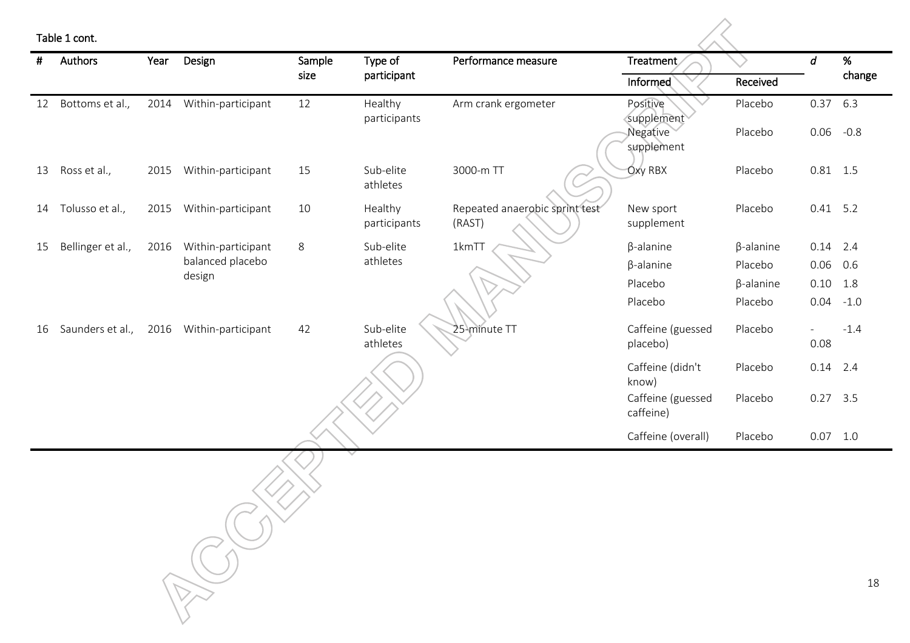Table 1 cont.

| # | Authors | Year | Design | Sample size | Type of participant | Performance measure | Treatment | | *d* | % change |
|---|---|---|---|---|---|---|---|---|---|---|
| | | | | | | | Informed | Received | | |
| 12 | Bottoms et al., | 2014 | Within-participant | 12 | Healthy participants | Arm crank ergometer | Positive supplement | Placebo | 0.37 | 6.3 |
| | | | | | | | Negative supplement | Placebo | 0.06 | -0.8 |
| 13 | Ross et al., | 2015 | Within-participant | 15 | Sub-elite athletes | 3000-m TT | Oxy RBX | Placebo | 0.81 | 1.5 |
| 14 | Tolusso et al., | 2015 | Within-participant | 10 | Healthy participants | Repeated anaerobic sprint test (RAST) | New sport supplement | Placebo | 0.41 | 5.2 |
| 15 | Bellinger et al., | 2016 | Within-participant balanced placebo design | 8 | Sub-elite athletes | 1kmTT | β-alanine | β-alanine | 0.14 | 2.4 |
| | | | | | | | β-alanine | Placebo | 0.06 | 0.6 |
| | | | | | | | Placebo | β-alanine | 0.10 | 1.8 |
| | | | | | | | Placebo | Placebo | 0.04 | -1.0 |
| 16 | Saunders et al., | 2016 | Within-participant | 42 | Sub-elite athletes | 25-minute TT | Caffeine (guessed placebo) | Placebo | -0.08 | -1.4 |
| | | | | | | | Caffeine (didn't know) | Placebo | 0.14 | 2.4 |
| | | | | | | | Caffeine (guessed caffeine) | Placebo | 0.27 | 3.5 |
| | | | | | | | Caffeine (overall) | Placebo | 0.07 | 1.0 |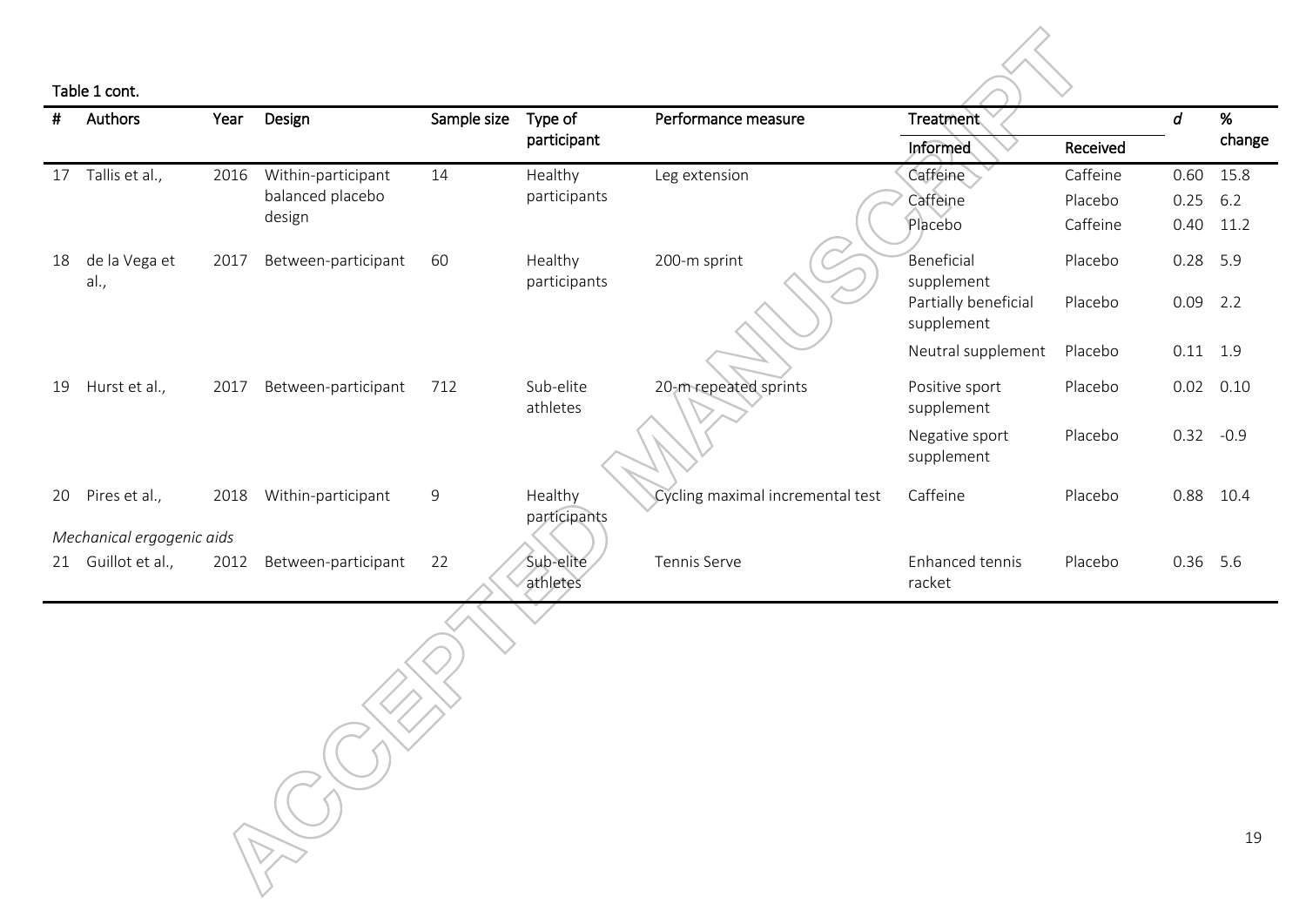Table 1 cont.

| # | Authors | Year | Design | Sample size | Type of participant | Performance measure | Treatment | | *d* | % change |
|---|---|---|---|---|---|---|---|---|---|---|
| | | | | | | | Informed | Received | | |
| 17 | Tallis et al., | 2016 | Within-participant balanced placebo design | 14 | Healthy participants | Leg extension | Caffeine | Caffeine | 0.60 | 15.8 |
| | | | | | | | Caffeine | Placebo | 0.25 | 6.2 |
| | | | | | | | Placebo | Caffeine | 0.40 | 11.2 |
| 18 | de la Vega et al., | 2017 | Between-participant | 60 | Healthy participants | 200-m sprint | Beneficial supplement | Placebo | 0.28 | 5.9 |
| | | | | | | | Partially beneficial supplement | Placebo | 0.09 | 2.2 |
| | | | | | | | Neutral supplement | Placebo | 0.11 | 1.9 |
| 19 | Hurst et al., | 2017 | Between-participant | 712 | Sub-elite athletes | 20-m repeated sprints | Positive sport supplement | Placebo | 0.02 | 0.10 |
| | | | | | | | Negative sport supplement | Placebo | 0.32 | -0.9 |
| 20 | Pires et al., | 2018 | Within-participant | 9 | Healthy participants | Cycling maximal incremental test | Caffeine | Placebo | 0.88 | 10.4 |
| *Mechanical ergogenic aids* | | | | | | | | | | |
| 21 | Guillot et al., | 2012 | Between-participant | 22 | Sub-elite athletes | Tennis Serve | Enhanced tennis racket | Placebo | 0.36 | 5.6 |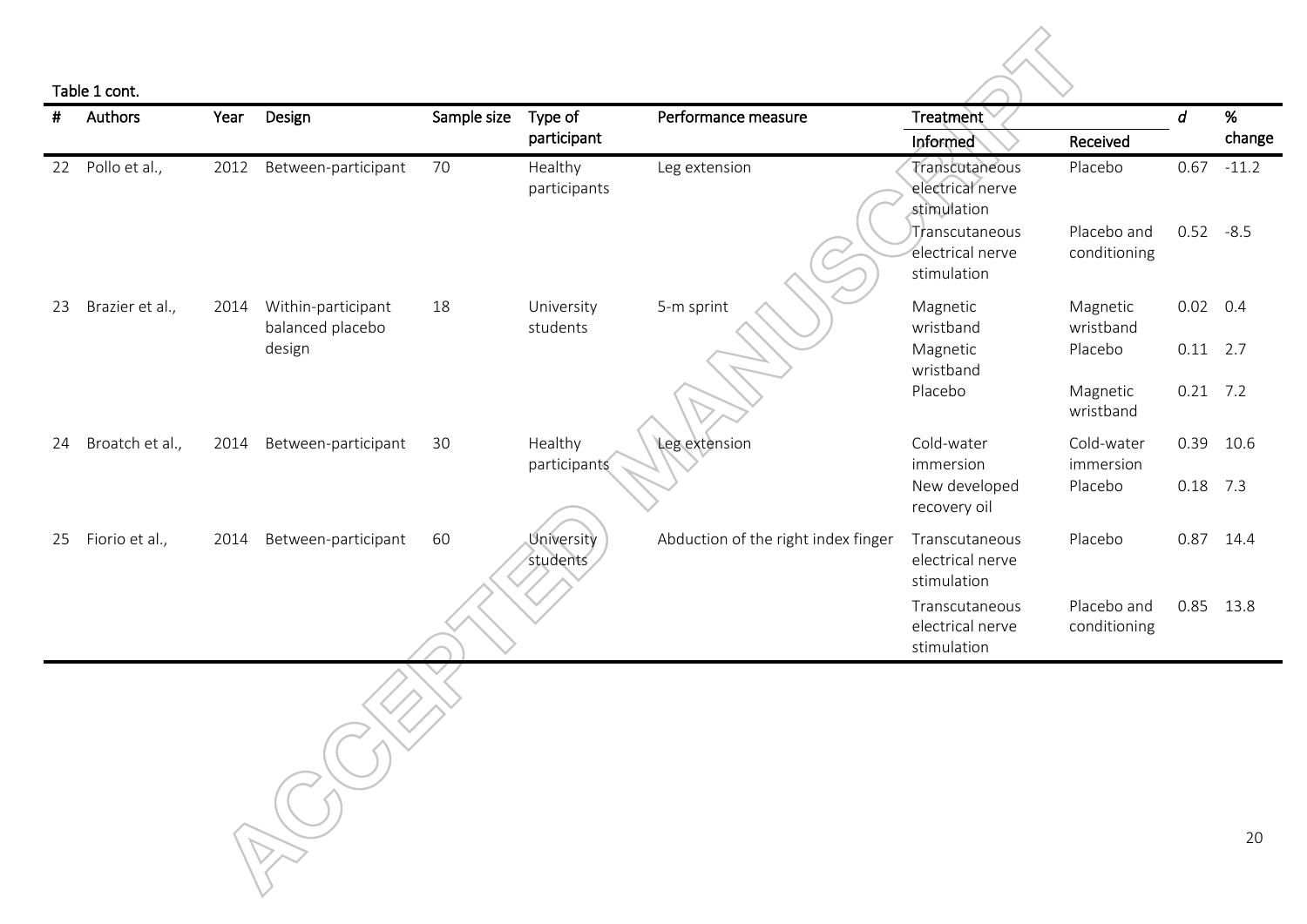Table 1 cont.

| # | Authors | Year | Design | Sample size | Type of participant | Performance measure | Treatment | | *d* | % change |
|---|---|---|---|---|---|---|---|---|---|---|
| | | | | | | | Informed | Received | | |
| 22 | Pollo et al., | 2012 | Between-participant | 70 | Healthy participants | Leg extension | Transcutaneous electrical nerve stimulation | Placebo | 0.67 | -11.2 |
| | | | | | | | Transcutaneous electrical nerve stimulation | Placebo and conditioning | 0.52 | -8.5 |
| 23 | Brazier et al., | 2014 | Within-participant balanced placebo design | 18 | University students | 5-m sprint | Magnetic wristband | Magnetic wristband | 0.02 | 0.4 |
| | | | | | | | Magnetic wristband | Placebo | 0.11 | 2.7 |
| | | | | | | | Placebo | Magnetic wristband | 0.21 | 7.2 |
| 24 | Broatch et al., | 2014 | Between-participant | 30 | Healthy participants | Leg extension | Cold-water immersion | Cold-water immersion | 0.39 | 10.6 |
| | | | | | | | New developed recovery oil | Placebo | 0.18 | 7.3 |
| 25 | Fiorio et al., | 2014 | Between-participant | 60 | University students | Abduction of the right index finger | Transcutaneous electrical nerve stimulation | Placebo | 0.87 | 14.4 |
| | | | | | | | Transcutaneous electrical nerve stimulation | Placebo and conditioning | 0.85 | 13.8 |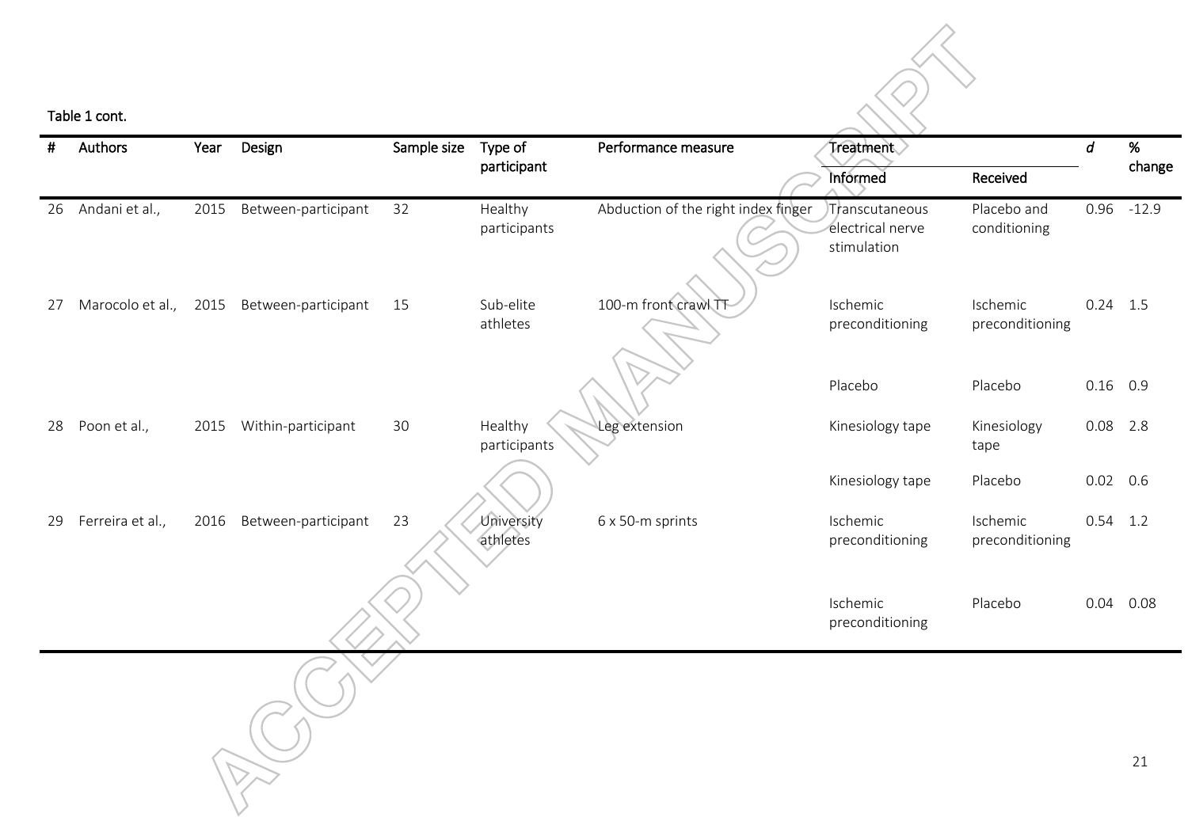Table 1 cont.

| # | Authors | Year | Design | Sample size | Type of participant | Performance measure | Treatment | | $d$ | % change |
|---|---|---|---|---|---|---|---|---|---|---|
| | | | | | | | Informed | Received | | |
| 26 | Andani et al., | 2015 | Between-participant | 32 | Healthy participants | Abduction of the right index finger | Transcutaneous electrical nerve stimulation | Placebo and conditioning | 0.96 | -12.9 |
| 27 | Marocolo et al., | 2015 | Between-participant | 15 | Sub-elite athletes | 100-m front crawl TT | Ischemic preconditioning | Ischemic preconditioning | 0.24 | 1.5 |
| | | | | | | | Placebo | Placebo | 0.16 | 0.9 |
| 28 | Poon et al., | 2015 | Within-participant | 30 | Healthy participants | Leg extension | Kinesiology tape | Kinesiology tape | 0.08 | 2.8 |
| | | | | | | | Kinesiology tape | Placebo | 0.02 | 0.6 |
| 29 | Ferreira et al., | 2016 | Between-participant | 23 | University athletes | 6 x 50-m sprints | Ischemic preconditioning | Ischemic preconditioning | 0.54 | 1.2 |
| | | | | | | | Ischemic preconditioning | Placebo | 0.04 | 0.08 |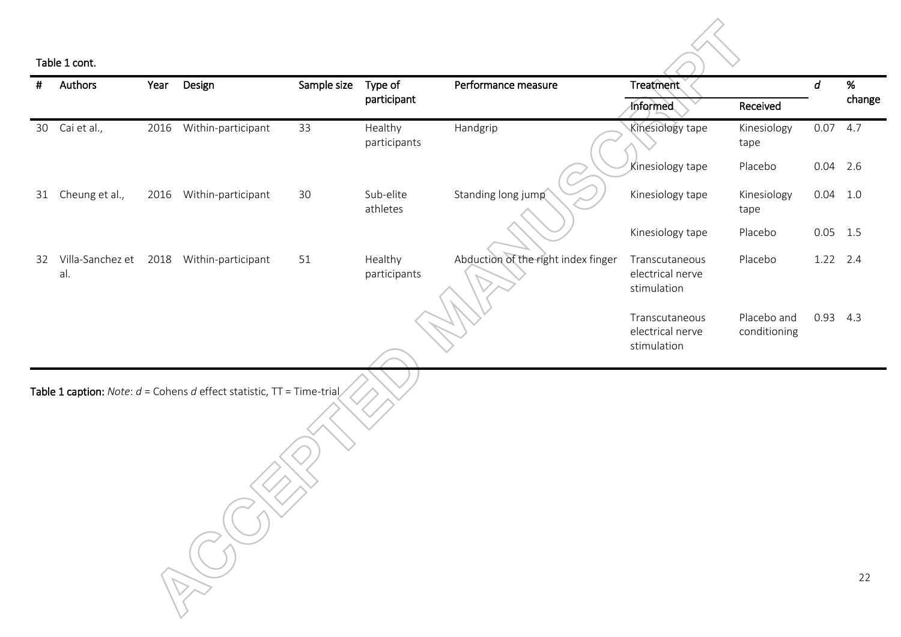Table 1 cont.

| # | Authors | Year | Design | Sample size | Type of participant | Performance measure | Treatment | | *d* | % change |
|---|---|---|---|---|---|---|---|---|---|---|
| | | | | | | | Informed | Received | | |
| 30 | Cai et al., | 2016 | Within-participant | 33 | Healthy participants | Handgrip | Kinesiology tape | Kinesiology tape | 0.07 | 4.7 |
| | | | | | | | Kinesiology tape | Placebo | 0.04 | 2.6 |
| 31 | Cheung et al., | 2016 | Within-participant | 30 | Sub-elite athletes | Standing long jump | Kinesiology tape | Kinesiology tape | 0.04 | 1.0 |
| | | | | | | | Kinesiology tape | Placebo | 0.05 | 1.5 |
| 32 | Villa-Sanchez et al. | 2018 | Within-participant | 51 | Healthy participants | Abduction of the right index finger | Transcutaneous electrical nerve stimulation | Placebo | 1.22 | 2.4 |
| | | | | | | | Transcutaneous electrical nerve stimulation | Placebo and conditioning | 0.93 | 4.3 |

**Table 1 caption:** *Note*: *d* = Cohens *d* effect statistic, TT = Time-trial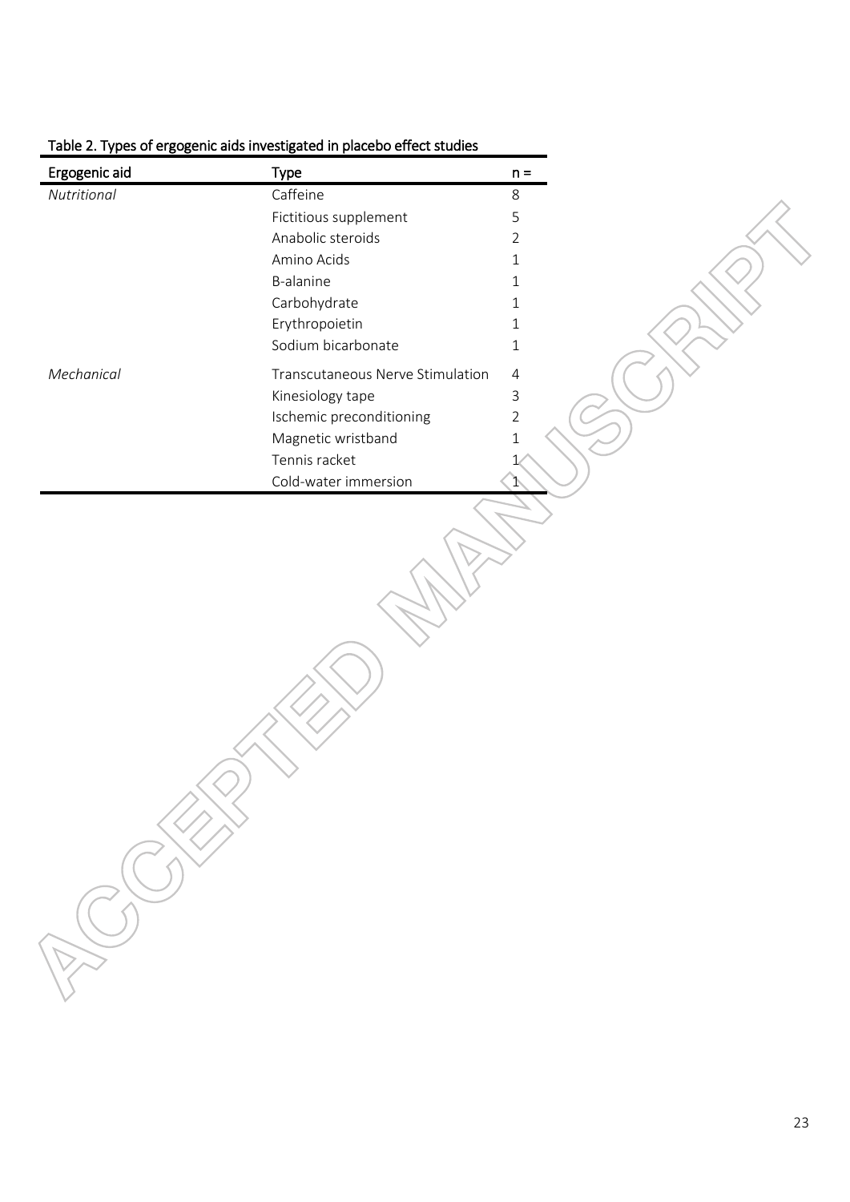Table 2. Types of ergogenic aids investigated in placebo effect studies

| Ergogenic aid | Type | n = |
|---|---|---|
| *Nutritional* | Caffeine | 8 |
| | Fictitious supplement | 5 |
| | Anabolic steroids | 2 |
| | Amino Acids | 1 |
| | B-alanine | 1 |
| | Carbohydrate | 1 |
| | Erythropoietin | 1 |
| | Sodium bicarbonate | 1 |
| *Mechanical* | Transcutaneous Nerve Stimulation | 4 |
| | Kinesiology tape | 3 |
| | Ischemic preconditioning | 2 |
| | Magnetic wristband | 1 |
| | Tennis racket | 1 |
| | Cold-water immersion | 1 |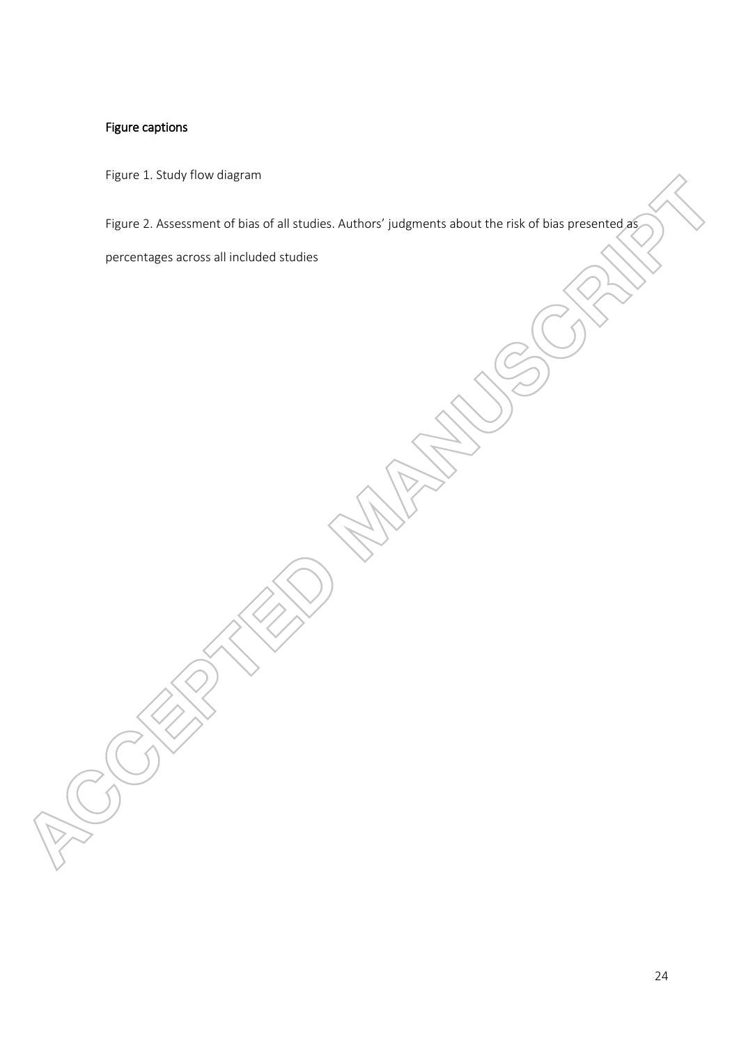**Figure captions**

Figure 1. Study flow diagram

Figure 2. Assessment of bias of all studies. Authors' judgments about the risk of bias presented as percentages across all included studies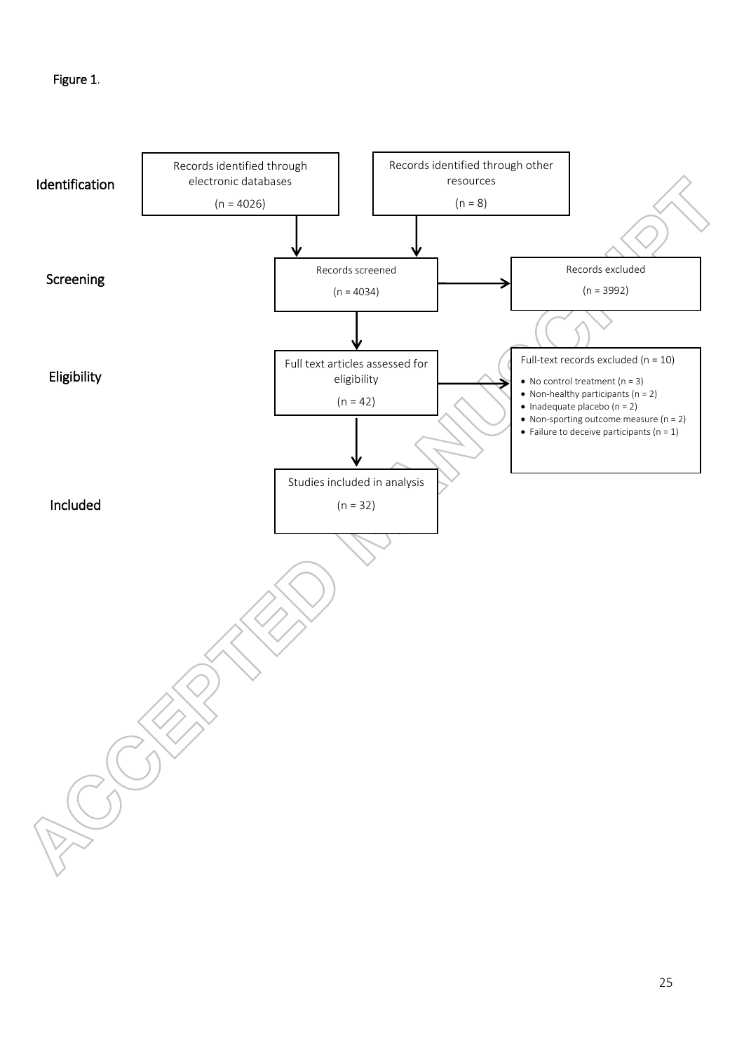Figure 1.

**Identification**

Records identified through electronic databases (n = 4026)

Records identified through other resources (n = 8)

**Screening**

Records screened (n = 4034)

Records excluded (n = 3992)

**Eligibility**

Full text articles assessed for eligibility (n = 42)

Full-text records excluded (n = 10)

- No control treatment (n = 3)
- Non-healthy participants (n = 2)
- Inadequate placebo (n = 2)
- Non-sporting outcome measure (n = 2)
- Failure to deceive participants (n = 1)

**Included**

Studies included in analysis (n = 32)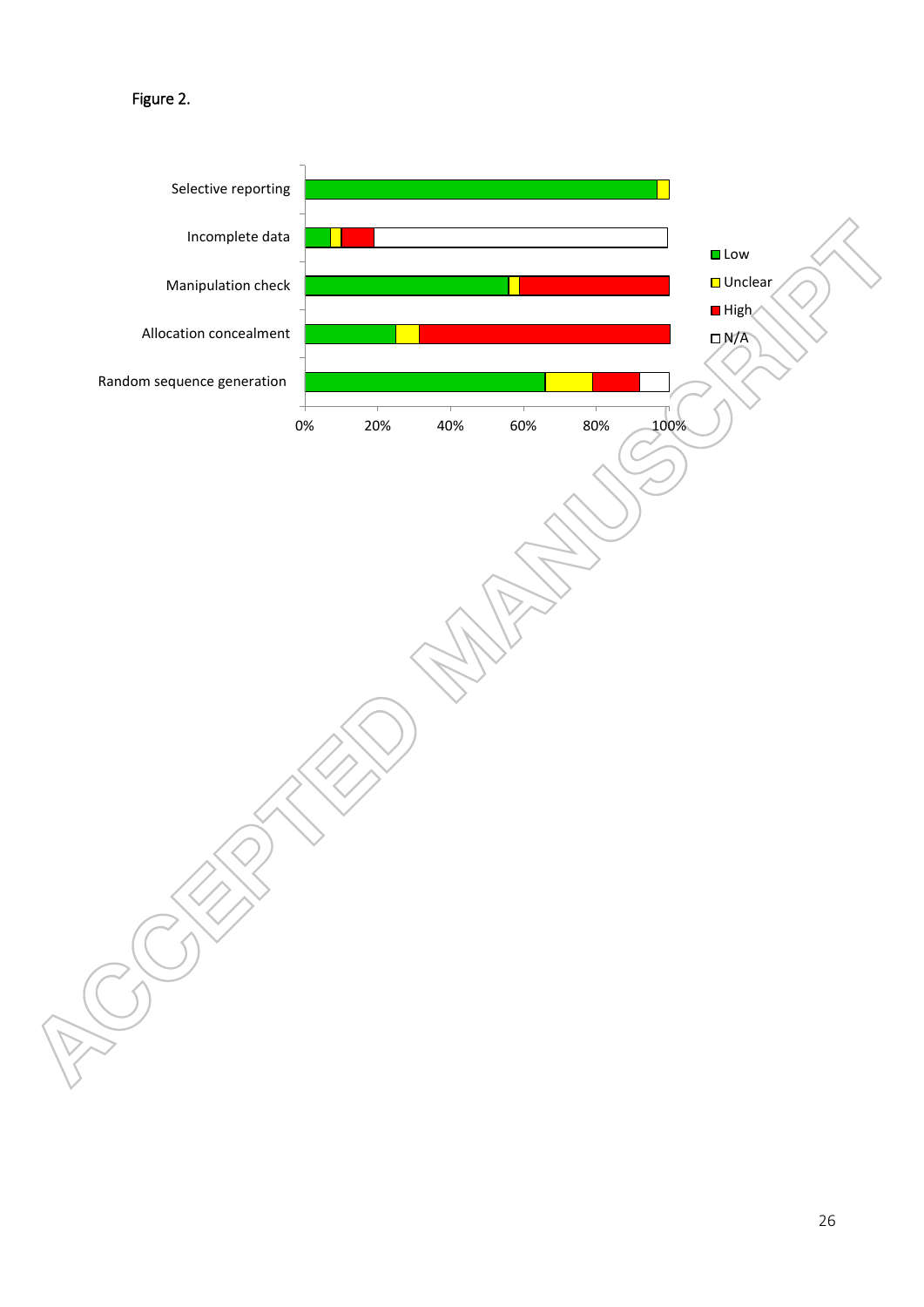Figure 2.

Selective reporting

Incomplete data

Manipulation check

Allocation concealment

Random sequence generation

0%

20%

40%

60%

80%

100%

Low

Unclear

High

N/A